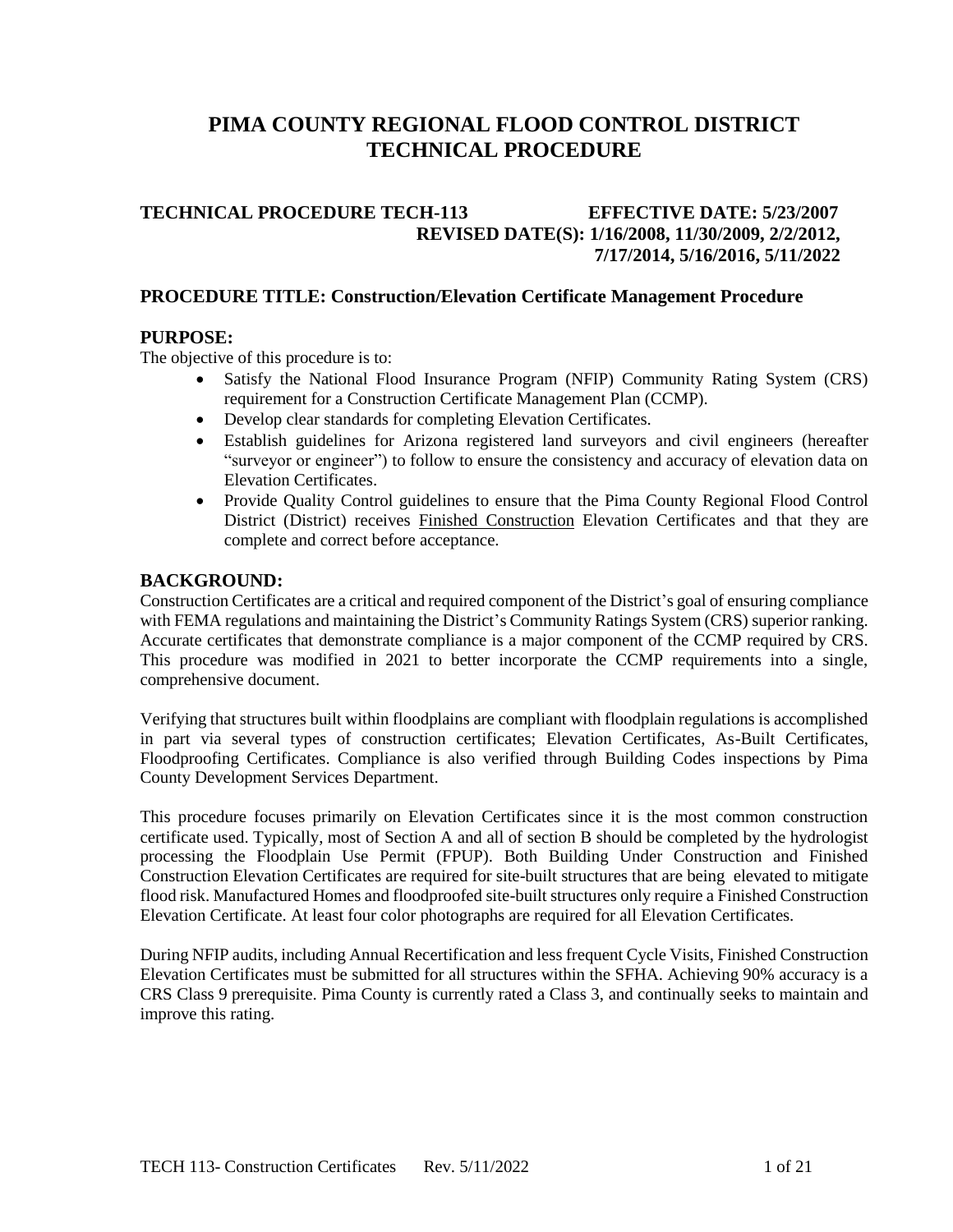# PIMA COUNTY REGIONAL FLOOD CONTROL DISTRICT TECHNICAL PROCEDURE

**TECHNICAL PROCEDURE TECH-113** **EFFECTIVE DATE: 5/23/2007**
**REVISED DATE(S): 1/16/2008, 11/30/2009, 2/2/2012, 7/17/2014, 5/16/2016, 5/11/2022**

## PROCEDURE TITLE: Construction/Elevation Certificate Management Procedure

## PURPOSE:

The objective of this procedure is to:

- Satisfy the National Flood Insurance Program (NFIP) Community Rating System (CRS) requirement for a Construction Certificate Management Plan (CCMP).
- Develop clear standards for completing Elevation Certificates.
- Establish guidelines for Arizona registered land surveyors and civil engineers (hereafter "surveyor or engineer") to follow to ensure the consistency and accuracy of elevation data on Elevation Certificates.
- Provide Quality Control guidelines to ensure that the Pima County Regional Flood Control District (District) receives Finished Construction Elevation Certificates and that they are complete and correct before acceptance.

## BACKGROUND:

Construction Certificates are a critical and required component of the District's goal of ensuring compliance with FEMA regulations and maintaining the District's Community Ratings System (CRS) superior ranking. Accurate certificates that demonstrate compliance is a major component of the CCMP required by CRS. This procedure was modified in 2021 to better incorporate the CCMP requirements into a single, comprehensive document.

Verifying that structures built within floodplains are compliant with floodplain regulations is accomplished in part via several types of construction certificates; Elevation Certificates, As-Built Certificates, Floodproofing Certificates. Compliance is also verified through Building Codes inspections by Pima County Development Services Department.

This procedure focuses primarily on Elevation Certificates since it is the most common construction certificate used. Typically, most of Section A and all of section B should be completed by the hydrologist processing the Floodplain Use Permit (FPUP). Both Building Under Construction and Finished Construction Elevation Certificates are required for site-built structures that are being elevated to mitigate flood risk. Manufactured Homes and floodproofed site-built structures only require a Finished Construction Elevation Certificate. At least four color photographs are required for all Elevation Certificates.

During NFIP audits, including Annual Recertification and less frequent Cycle Visits, Finished Construction Elevation Certificates must be submitted for all structures within the SFHA. Achieving 90% accuracy is a CRS Class 9 prerequisite. Pima County is currently rated a Class 3, and continually seeks to maintain and improve this rating.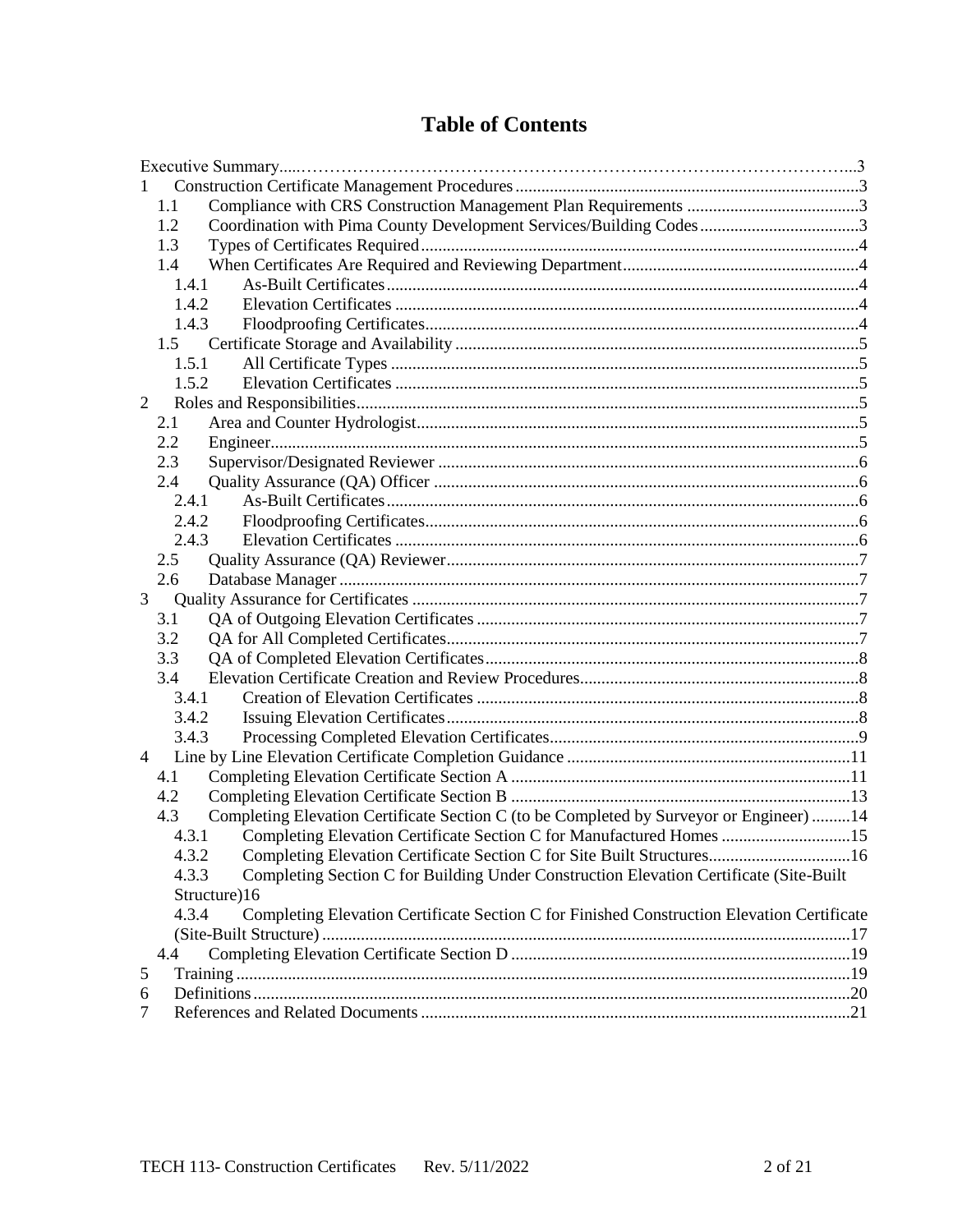# Table of Contents

Executive Summary.....……………………………………………………….…………..…………………...3

1 Construction Certificate Management Procedures ....................................................................3

- 1.1 Compliance with CRS Construction Management Plan Requirements ....................................3
- 1.2 Coordination with Pima County Development Services/Building Codes ..................................3
- 1.3 Types of Certificates Required ..................................................................................................4
- 1.4 When Certificates Are Required and Reviewing Department ...................................................4
  - 1.4.1 As-Built Certificates ...........................................................................................................4
  - 1.4.2 Elevation Certificates .........................................................................................................4
  - 1.4.3 Floodproofing Certificates ..................................................................................................4
- 1.5 Certificate Storage and Availability ..........................................................................................5
  - 1.5.1 All Certificate Types ..........................................................................................................5
  - 1.5.2 Elevation Certificates .........................................................................................................5

2 Roles and Responsibilities ..........................................................................................................5

- 2.1 Area and Counter Hydrologist ..................................................................................................5
- 2.2 Engineer ....................................................................................................................................5
- 2.3 Supervisor/Designated Reviewer ..............................................................................................6
- 2.4 Quality Assurance (QA) Officer ................................................................................................6
  - 2.4.1 As-Built Certificates ...........................................................................................................6
  - 2.4.2 Floodproofing Certificates ..................................................................................................6
  - 2.4.3 Elevation Certificates .........................................................................................................6
- 2.5 Quality Assurance (QA) Reviewer .............................................................................................7
- 2.6 Database Manager ....................................................................................................................7

3 Quality Assurance for Certificates ...............................................................................................7

- 3.1 QA of Outgoing Elevation Certificates ......................................................................................7
- 3.2 QA for All Completed Certificates .............................................................................................7
- 3.3 QA of Completed Elevation Certificates ....................................................................................8
- 3.4 Elevation Certificate Creation and Review Procedures ..............................................................8
  - 3.4.1 Creation of Elevation Certificates ......................................................................................8
  - 3.4.2 Issuing Elevation Certificates .............................................................................................8
  - 3.4.3 Processing Completed Elevation Certificates .....................................................................9

4 Line by Line Elevation Certificate Completion Guidance ...........................................................11

- 4.1 Completing Elevation Certificate Section A .............................................................................11
- 4.2 Completing Elevation Certificate Section B .............................................................................13
- 4.3 Completing Elevation Certificate Section C (to be Completed by Surveyor or Engineer) .........14
  - 4.3.1 Completing Elevation Certificate Section C for Manufactured Homes ..............................15
  - 4.3.2 Completing Elevation Certificate Section C for Site Built Structures .................................16
  - 4.3.3 Completing Section C for Building Under Construction Elevation Certificate (Site-Built Structure)16
  - 4.3.4 Completing Elevation Certificate Section C for Finished Construction Elevation Certificate (Site-Built Structure) ........................................................................................................17
- 4.4 Completing Elevation Certificate Section D ............................................................................19

5 Training ......................................................................................................................................19

6 Definitions ..................................................................................................................................20

7 References and Related Documents ...........................................................................................21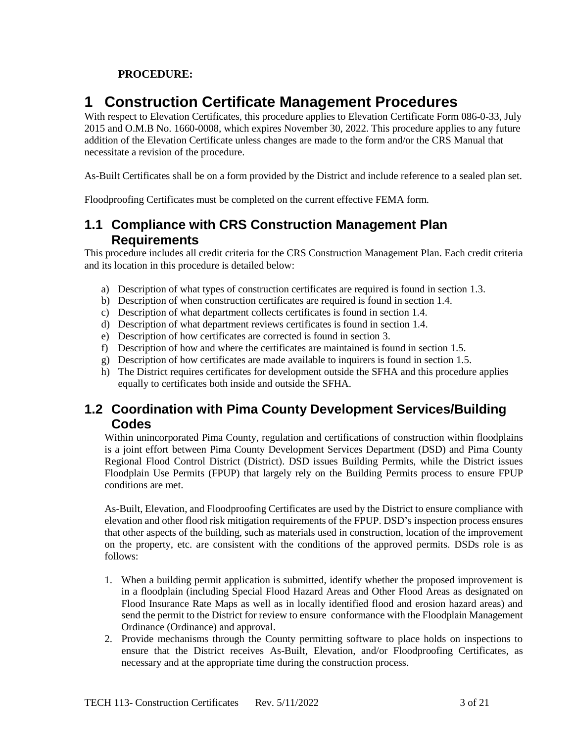**PROCEDURE:**

# 1 Construction Certificate Management Procedures

With respect to Elevation Certificates, this procedure applies to Elevation Certificate Form 086-0-33, July 2015 and O.M.B No. 1660-0008, which expires November 30, 2022. This procedure applies to any future addition of the Elevation Certificate unless changes are made to the form and/or the CRS Manual that necessitate a revision of the procedure.

As-Built Certificates shall be on a form provided by the District and include reference to a sealed plan set.

Floodproofing Certificates must be completed on the current effective FEMA form.

## 1.1 Compliance with CRS Construction Management Plan Requirements

This procedure includes all credit criteria for the CRS Construction Management Plan. Each credit criteria and its location in this procedure is detailed below:

a) Description of what types of construction certificates are required is found in section 1.3.
b) Description of when construction certificates are required is found in section 1.4.
c) Description of what department collects certificates is found in section 1.4.
d) Description of what department reviews certificates is found in section 1.4.
e) Description of how certificates are corrected is found in section 3.
f) Description of how and where the certificates are maintained is found in section 1.5.
g) Description of how certificates are made available to inquirers is found in section 1.5.
h) The District requires certificates for development outside the SFHA and this procedure applies equally to certificates both inside and outside the SFHA.

## 1.2 Coordination with Pima County Development Services/Building Codes

Within unincorporated Pima County, regulation and certifications of construction within floodplains is a joint effort between Pima County Development Services Department (DSD) and Pima County Regional Flood Control District (District). DSD issues Building Permits, while the District issues Floodplain Use Permits (FPUP) that largely rely on the Building Permits process to ensure FPUP conditions are met.

As-Built, Elevation, and Floodproofing Certificates are used by the District to ensure compliance with elevation and other flood risk mitigation requirements of the FPUP. DSD's inspection process ensures that other aspects of the building, such as materials used in construction, location of the improvement on the property, etc. are consistent with the conditions of the approved permits. DSDs role is as follows:

1. When a building permit application is submitted, identify whether the proposed improvement is in a floodplain (including Special Flood Hazard Areas and Other Flood Areas as designated on Flood Insurance Rate Maps as well as in locally identified flood and erosion hazard areas) and send the permit to the District for review to ensure conformance with the Floodplain Management Ordinance (Ordinance) and approval.
2. Provide mechanisms through the County permitting software to place holds on inspections to ensure that the District receives As-Built, Elevation, and/or Floodproofing Certificates, as necessary and at the appropriate time during the construction process.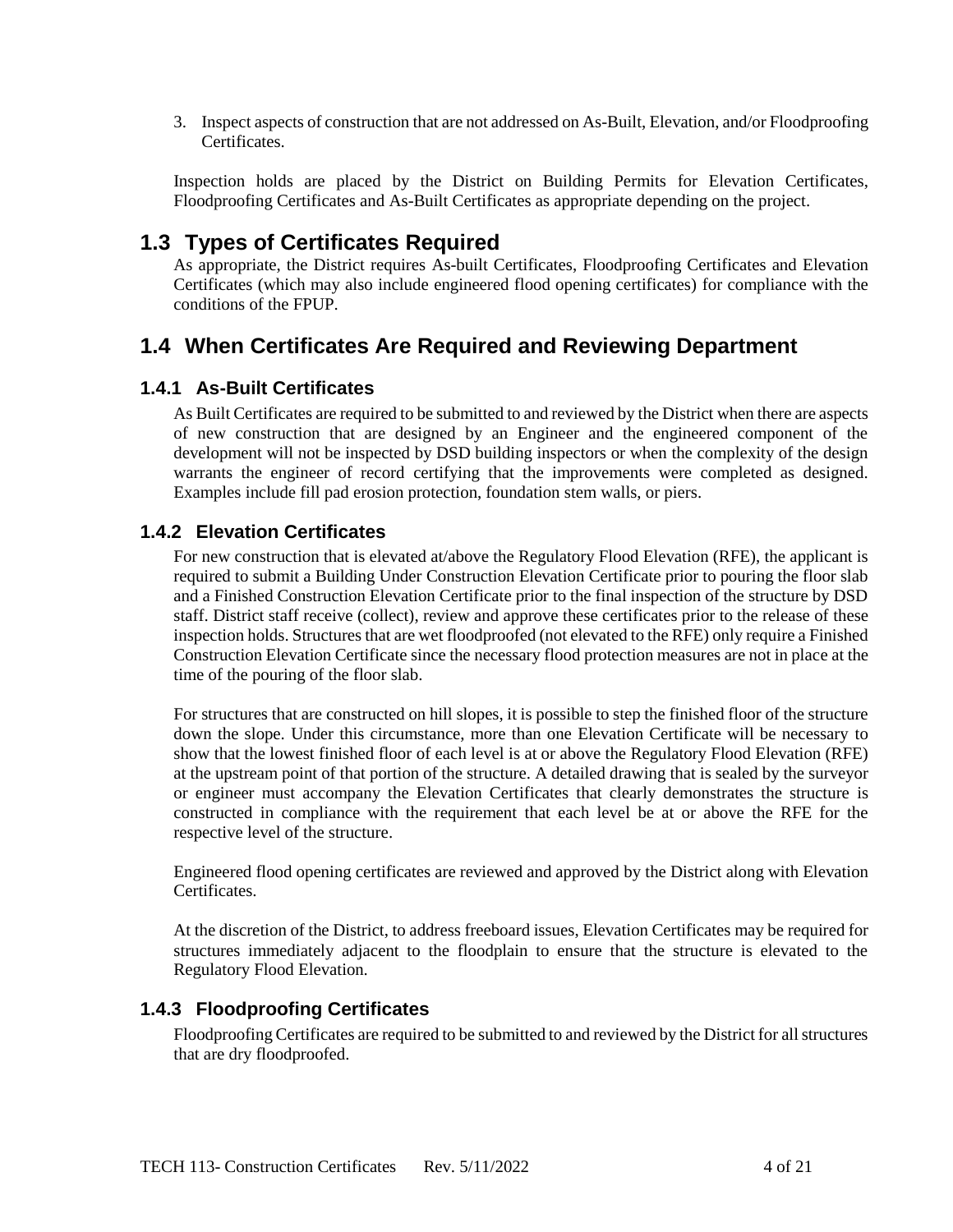3. Inspect aspects of construction that are not addressed on As-Built, Elevation, and/or Floodproofing Certificates.

Inspection holds are placed by the District on Building Permits for Elevation Certificates, Floodproofing Certificates and As-Built Certificates as appropriate depending on the project.

## 1.3 Types of Certificates Required

As appropriate, the District requires As-built Certificates, Floodproofing Certificates and Elevation Certificates (which may also include engineered flood opening certificates) for compliance with the conditions of the FPUP.

## 1.4 When Certificates Are Required and Reviewing Department

### 1.4.1 As-Built Certificates

As Built Certificates are required to be submitted to and reviewed by the District when there are aspects of new construction that are designed by an Engineer and the engineered component of the development will not be inspected by DSD building inspectors or when the complexity of the design warrants the engineer of record certifying that the improvements were completed as designed. Examples include fill pad erosion protection, foundation stem walls, or piers.

### 1.4.2 Elevation Certificates

For new construction that is elevated at/above the Regulatory Flood Elevation (RFE), the applicant is required to submit a Building Under Construction Elevation Certificate prior to pouring the floor slab and a Finished Construction Elevation Certificate prior to the final inspection of the structure by DSD staff. District staff receive (collect), review and approve these certificates prior to the release of these inspection holds. Structures that are wet floodproofed (not elevated to the RFE) only require a Finished Construction Elevation Certificate since the necessary flood protection measures are not in place at the time of the pouring of the floor slab.

For structures that are constructed on hill slopes, it is possible to step the finished floor of the structure down the slope. Under this circumstance, more than one Elevation Certificate will be necessary to show that the lowest finished floor of each level is at or above the Regulatory Flood Elevation (RFE) at the upstream point of that portion of the structure. A detailed drawing that is sealed by the surveyor or engineer must accompany the Elevation Certificates that clearly demonstrates the structure is constructed in compliance with the requirement that each level be at or above the RFE for the respective level of the structure.

Engineered flood opening certificates are reviewed and approved by the District along with Elevation Certificates.

At the discretion of the District, to address freeboard issues, Elevation Certificates may be required for structures immediately adjacent to the floodplain to ensure that the structure is elevated to the Regulatory Flood Elevation.

### 1.4.3 Floodproofing Certificates

Floodproofing Certificates are required to be submitted to and reviewed by the District for all structures that are dry floodproofed.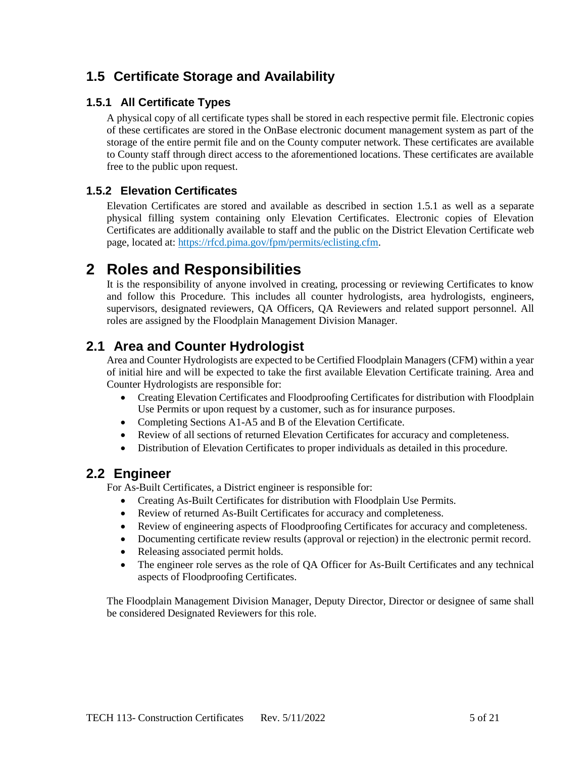## 1.5 Certificate Storage and Availability

### 1.5.1 All Certificate Types

A physical copy of all certificate types shall be stored in each respective permit file. Electronic copies of these certificates are stored in the OnBase electronic document management system as part of the storage of the entire permit file and on the County computer network. These certificates are available to County staff through direct access to the aforementioned locations. These certificates are available free to the public upon request.

### 1.5.2 Elevation Certificates

Elevation Certificates are stored and available as described in section 1.5.1 as well as a separate physical filling system containing only Elevation Certificates. Electronic copies of Elevation Certificates are additionally available to staff and the public on the District Elevation Certificate web page, located at: [https://rfcd.pima.gov/fpm/permits/eclisting.cfm](https://rfcd.pima.gov/fpm/permits/eclisting.cfm).

# 2 Roles and Responsibilities

It is the responsibility of anyone involved in creating, processing or reviewing Certificates to know and follow this Procedure. This includes all counter hydrologists, area hydrologists, engineers, supervisors, designated reviewers, QA Officers, QA Reviewers and related support personnel. All roles are assigned by the Floodplain Management Division Manager.

## 2.1 Area and Counter Hydrologist

Area and Counter Hydrologists are expected to be Certified Floodplain Managers (CFM) within a year of initial hire and will be expected to take the first available Elevation Certificate training. Area and Counter Hydrologists are responsible for:

- Creating Elevation Certificates and Floodproofing Certificates for distribution with Floodplain Use Permits or upon request by a customer, such as for insurance purposes.
- Completing Sections A1-A5 and B of the Elevation Certificate.
- Review of all sections of returned Elevation Certificates for accuracy and completeness.
- Distribution of Elevation Certificates to proper individuals as detailed in this procedure.

## 2.2 Engineer

For As-Built Certificates, a District engineer is responsible for:

- Creating As-Built Certificates for distribution with Floodplain Use Permits.
- Review of returned As-Built Certificates for accuracy and completeness.
- Review of engineering aspects of Floodproofing Certificates for accuracy and completeness.
- Documenting certificate review results (approval or rejection) in the electronic permit record.
- Releasing associated permit holds.
- The engineer role serves as the role of QA Officer for As-Built Certificates and any technical aspects of Floodproofing Certificates.

The Floodplain Management Division Manager, Deputy Director, Director or designee of same shall be considered Designated Reviewers for this role.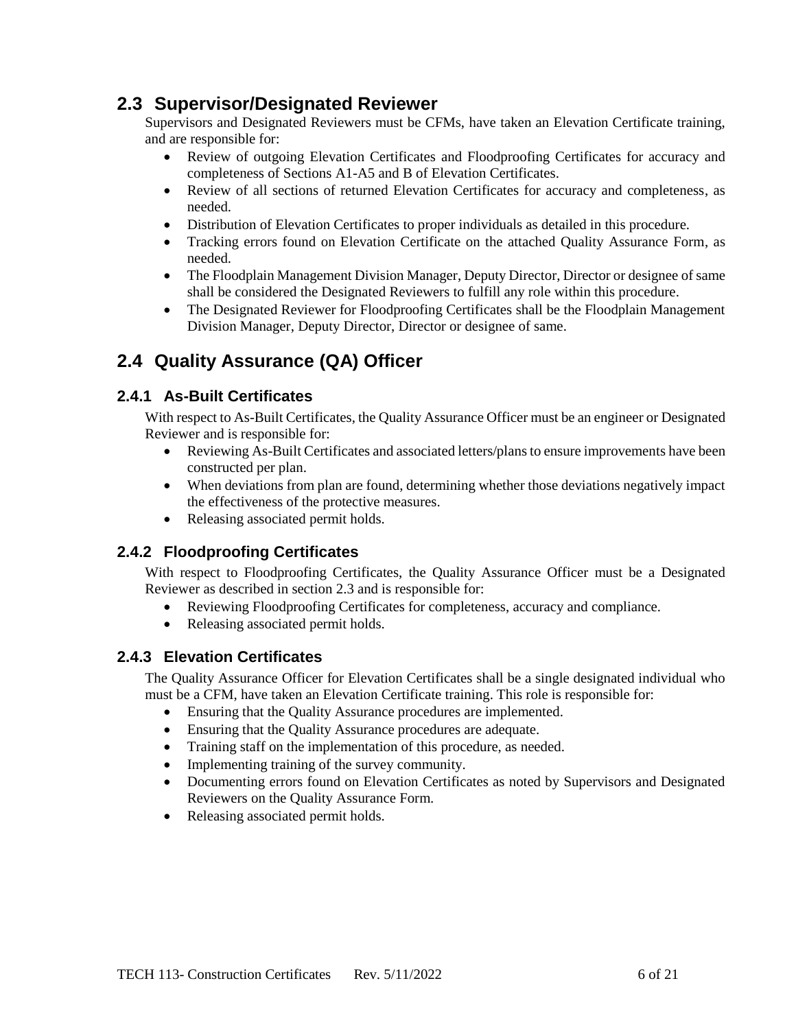## 2.3 Supervisor/Designated Reviewer

Supervisors and Designated Reviewers must be CFMs, have taken an Elevation Certificate training, and are responsible for:

- Review of outgoing Elevation Certificates and Floodproofing Certificates for accuracy and completeness of Sections A1-A5 and B of Elevation Certificates.
- Review of all sections of returned Elevation Certificates for accuracy and completeness, as needed.
- Distribution of Elevation Certificates to proper individuals as detailed in this procedure.
- Tracking errors found on Elevation Certificate on the attached Quality Assurance Form, as needed.
- The Floodplain Management Division Manager, Deputy Director, Director or designee of same shall be considered the Designated Reviewers to fulfill any role within this procedure.
- The Designated Reviewer for Floodproofing Certificates shall be the Floodplain Management Division Manager, Deputy Director, Director or designee of same.

## 2.4 Quality Assurance (QA) Officer

### 2.4.1 As-Built Certificates

With respect to As-Built Certificates, the Quality Assurance Officer must be an engineer or Designated Reviewer and is responsible for:

- Reviewing As-Built Certificates and associated letters/plans to ensure improvements have been constructed per plan.
- When deviations from plan are found, determining whether those deviations negatively impact the effectiveness of the protective measures.
- Releasing associated permit holds.

### 2.4.2 Floodproofing Certificates

With respect to Floodproofing Certificates, the Quality Assurance Officer must be a Designated Reviewer as described in section 2.3 and is responsible for:

- Reviewing Floodproofing Certificates for completeness, accuracy and compliance.
- Releasing associated permit holds.

### 2.4.3 Elevation Certificates

The Quality Assurance Officer for Elevation Certificates shall be a single designated individual who must be a CFM, have taken an Elevation Certificate training. This role is responsible for:

- Ensuring that the Quality Assurance procedures are implemented.
- Ensuring that the Quality Assurance procedures are adequate.
- Training staff on the implementation of this procedure, as needed.
- Implementing training of the survey community.
- Documenting errors found on Elevation Certificates as noted by Supervisors and Designated Reviewers on the Quality Assurance Form.
- Releasing associated permit holds.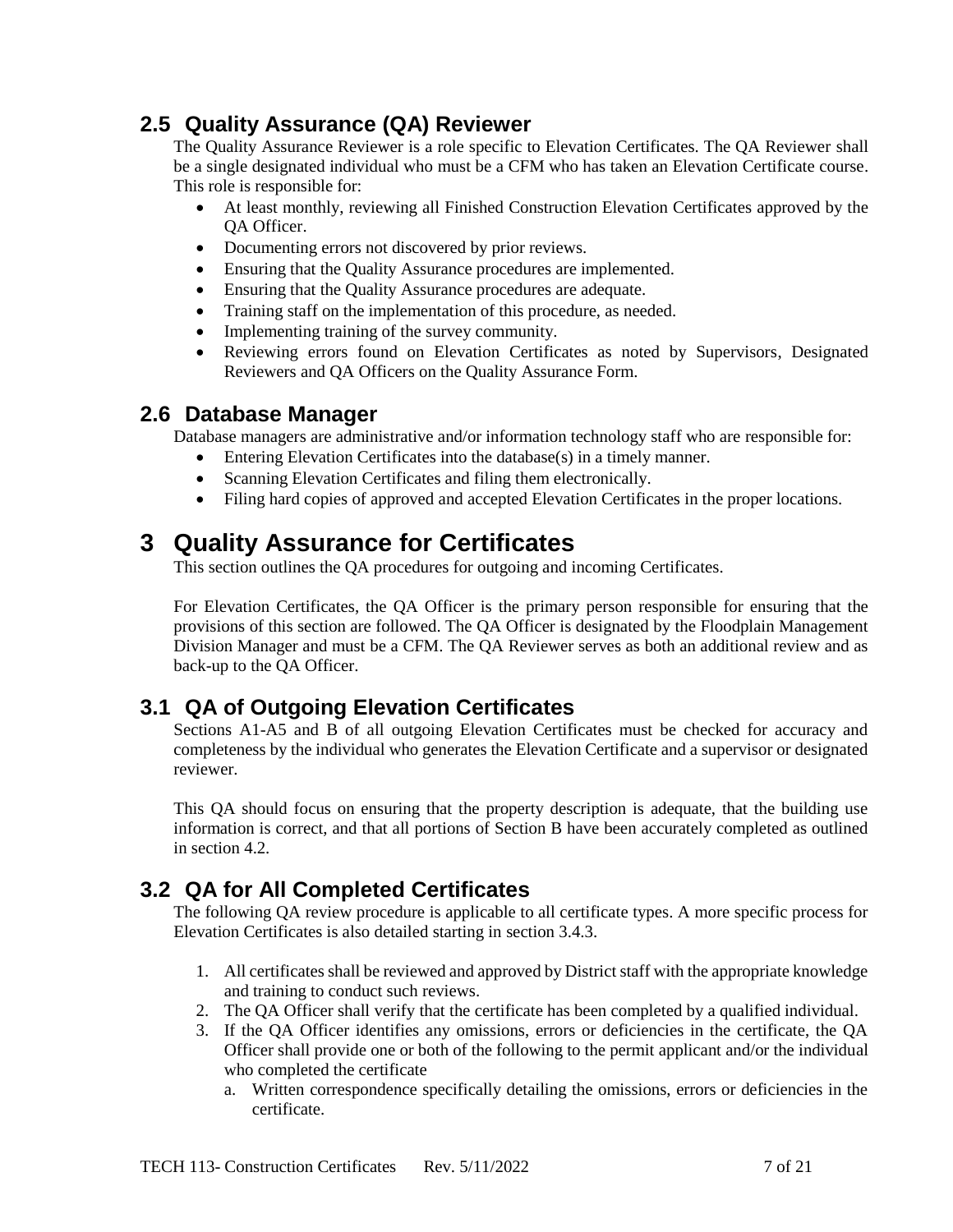## 2.5 Quality Assurance (QA) Reviewer

The Quality Assurance Reviewer is a role specific to Elevation Certificates. The QA Reviewer shall be a single designated individual who must be a CFM who has taken an Elevation Certificate course. This role is responsible for:

- At least monthly, reviewing all Finished Construction Elevation Certificates approved by the QA Officer.
- Documenting errors not discovered by prior reviews.
- Ensuring that the Quality Assurance procedures are implemented.
- Ensuring that the Quality Assurance procedures are adequate.
- Training staff on the implementation of this procedure, as needed.
- Implementing training of the survey community.
- Reviewing errors found on Elevation Certificates as noted by Supervisors, Designated Reviewers and QA Officers on the Quality Assurance Form.

## 2.6 Database Manager

Database managers are administrative and/or information technology staff who are responsible for:

- Entering Elevation Certificates into the database(s) in a timely manner.
- Scanning Elevation Certificates and filing them electronically.
- Filing hard copies of approved and accepted Elevation Certificates in the proper locations.

# 3 Quality Assurance for Certificates

This section outlines the QA procedures for outgoing and incoming Certificates.

For Elevation Certificates, the QA Officer is the primary person responsible for ensuring that the provisions of this section are followed. The QA Officer is designated by the Floodplain Management Division Manager and must be a CFM. The QA Reviewer serves as both an additional review and as back-up to the QA Officer.

## 3.1 QA of Outgoing Elevation Certificates

Sections A1-A5 and B of all outgoing Elevation Certificates must be checked for accuracy and completeness by the individual who generates the Elevation Certificate and a supervisor or designated reviewer.

This QA should focus on ensuring that the property description is adequate, that the building use information is correct, and that all portions of Section B have been accurately completed as outlined in section 4.2.

## 3.2 QA for All Completed Certificates

The following QA review procedure is applicable to all certificate types. A more specific process for Elevation Certificates is also detailed starting in section 3.4.3.

1. All certificates shall be reviewed and approved by District staff with the appropriate knowledge and training to conduct such reviews.
2. The QA Officer shall verify that the certificate has been completed by a qualified individual.
3. If the QA Officer identifies any omissions, errors or deficiencies in the certificate, the QA Officer shall provide one or both of the following to the permit applicant and/or the individual who completed the certificate
   a. Written correspondence specifically detailing the omissions, errors or deficiencies in the certificate.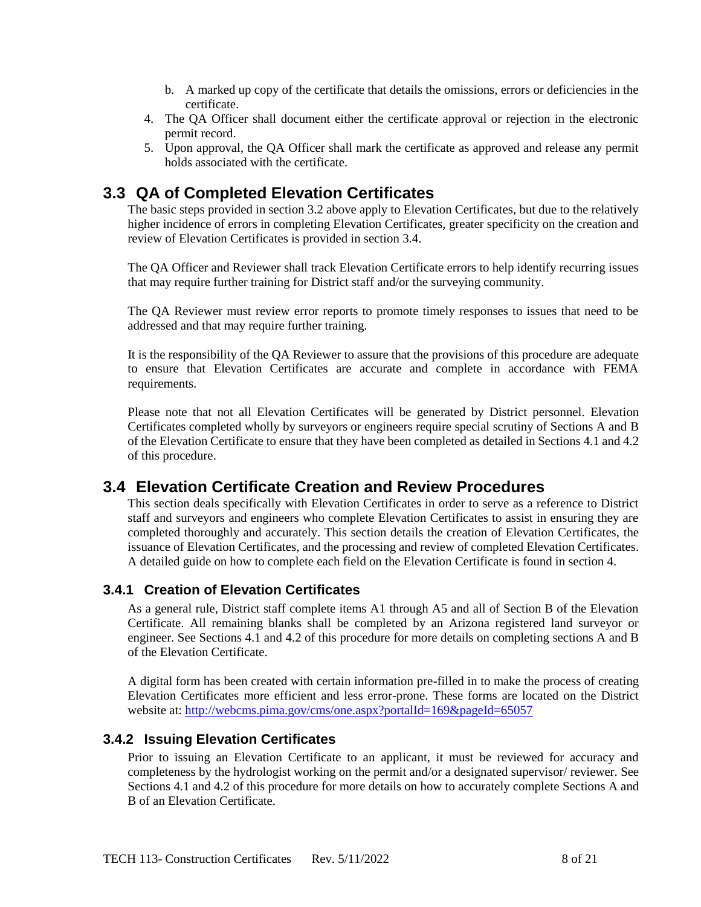b. A marked up copy of the certificate that details the omissions, errors or deficiencies in the certificate.

4. The QA Officer shall document either the certificate approval or rejection in the electronic permit record.
5. Upon approval, the QA Officer shall mark the certificate as approved and release any permit holds associated with the certificate.

## 3.3 QA of Completed Elevation Certificates

The basic steps provided in section 3.2 above apply to Elevation Certificates, but due to the relatively higher incidence of errors in completing Elevation Certificates, greater specificity on the creation and review of Elevation Certificates is provided in section 3.4.

The QA Officer and Reviewer shall track Elevation Certificate errors to help identify recurring issues that may require further training for District staff and/or the surveying community.

The QA Reviewer must review error reports to promote timely responses to issues that need to be addressed and that may require further training.

It is the responsibility of the QA Reviewer to assure that the provisions of this procedure are adequate to ensure that Elevation Certificates are accurate and complete in accordance with FEMA requirements.

Please note that not all Elevation Certificates will be generated by District personnel. Elevation Certificates completed wholly by surveyors or engineers require special scrutiny of Sections A and B of the Elevation Certificate to ensure that they have been completed as detailed in Sections 4.1 and 4.2 of this procedure.

## 3.4 Elevation Certificate Creation and Review Procedures

This section deals specifically with Elevation Certificates in order to serve as a reference to District staff and surveyors and engineers who complete Elevation Certificates to assist in ensuring they are completed thoroughly and accurately. This section details the creation of Elevation Certificates, the issuance of Elevation Certificates, and the processing and review of completed Elevation Certificates. A detailed guide on how to complete each field on the Elevation Certificate is found in section 4.

### 3.4.1 Creation of Elevation Certificates

As a general rule, District staff complete items A1 through A5 and all of Section B of the Elevation Certificate. All remaining blanks shall be completed by an Arizona registered land surveyor or engineer. See Sections 4.1 and 4.2 of this procedure for more details on completing sections A and B of the Elevation Certificate.

A digital form has been created with certain information pre-filled in to make the process of creating Elevation Certificates more efficient and less error-prone. These forms are located on the District website at: http://webcms.pima.gov/cms/one.aspx?portalId=169&pageId=65057

### 3.4.2 Issuing Elevation Certificates

Prior to issuing an Elevation Certificate to an applicant, it must be reviewed for accuracy and completeness by the hydrologist working on the permit and/or a designated supervisor/ reviewer. See Sections 4.1 and 4.2 of this procedure for more details on how to accurately complete Sections A and B of an Elevation Certificate.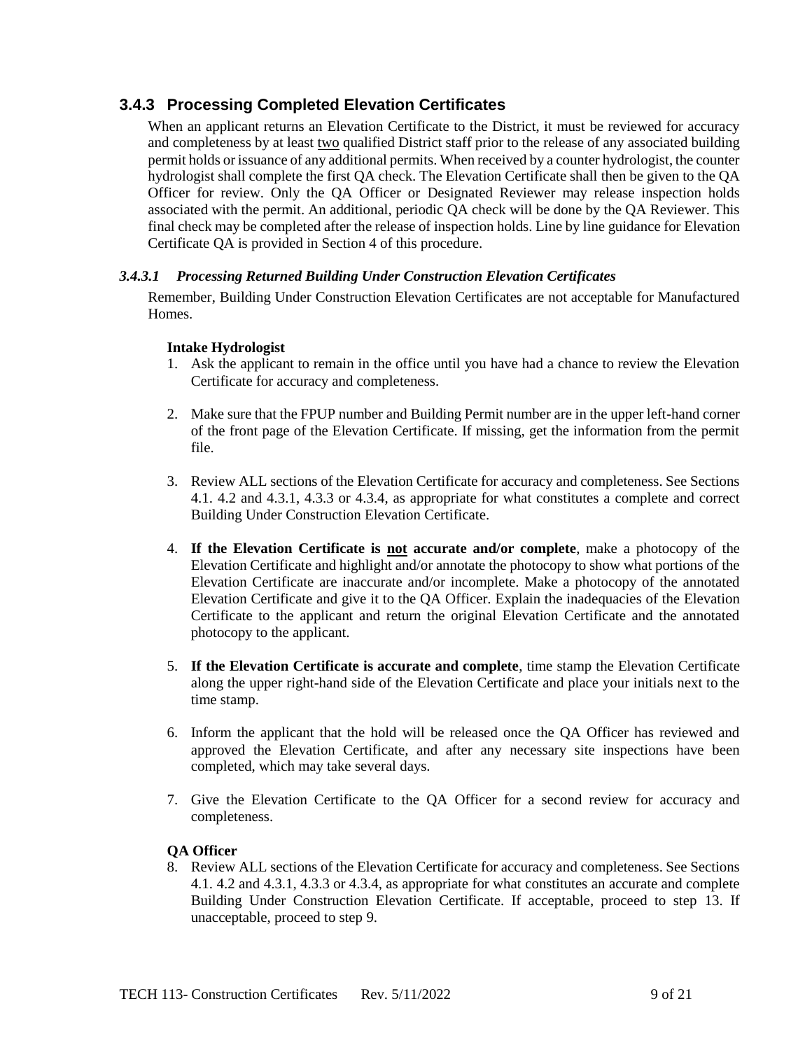### 3.4.3 Processing Completed Elevation Certificates

When an applicant returns an Elevation Certificate to the District, it must be reviewed for accuracy and completeness by at least two qualified District staff prior to the release of any associated building permit holds or issuance of any additional permits. When received by a counter hydrologist, the counter hydrologist shall complete the first QA check. The Elevation Certificate shall then be given to the QA Officer for review. Only the QA Officer or Designated Reviewer may release inspection holds associated with the permit. An additional, periodic QA check will be done by the QA Reviewer. This final check may be completed after the release of inspection holds. Line by line guidance for Elevation Certificate QA is provided in Section 4 of this procedure.

#### *3.4.3.1 Processing Returned Building Under Construction Elevation Certificates*

Remember, Building Under Construction Elevation Certificates are not acceptable for Manufactured Homes.

**Intake Hydrologist**

1. Ask the applicant to remain in the office until you have had a chance to review the Elevation Certificate for accuracy and completeness.

2. Make sure that the FPUP number and Building Permit number are in the upper left-hand corner of the front page of the Elevation Certificate. If missing, get the information from the permit file.

3. Review ALL sections of the Elevation Certificate for accuracy and completeness. See Sections 4.1. 4.2 and 4.3.1, 4.3.3 or 4.3.4, as appropriate for what constitutes a complete and correct Building Under Construction Elevation Certificate.

4. **If the Elevation Certificate is not accurate and/or complete**, make a photocopy of the Elevation Certificate and highlight and/or annotate the photocopy to show what portions of the Elevation Certificate are inaccurate and/or incomplete. Make a photocopy of the annotated Elevation Certificate and give it to the QA Officer. Explain the inadequacies of the Elevation Certificate to the applicant and return the original Elevation Certificate and the annotated photocopy to the applicant.

5. **If the Elevation Certificate is accurate and complete**, time stamp the Elevation Certificate along the upper right-hand side of the Elevation Certificate and place your initials next to the time stamp.

6. Inform the applicant that the hold will be released once the QA Officer has reviewed and approved the Elevation Certificate, and after any necessary site inspections have been completed, which may take several days.

7. Give the Elevation Certificate to the QA Officer for a second review for accuracy and completeness.

**QA Officer**

8. Review ALL sections of the Elevation Certificate for accuracy and completeness. See Sections 4.1. 4.2 and 4.3.1, 4.3.3 or 4.3.4, as appropriate for what constitutes an accurate and complete Building Under Construction Elevation Certificate. If acceptable, proceed to step 13. If unacceptable, proceed to step 9.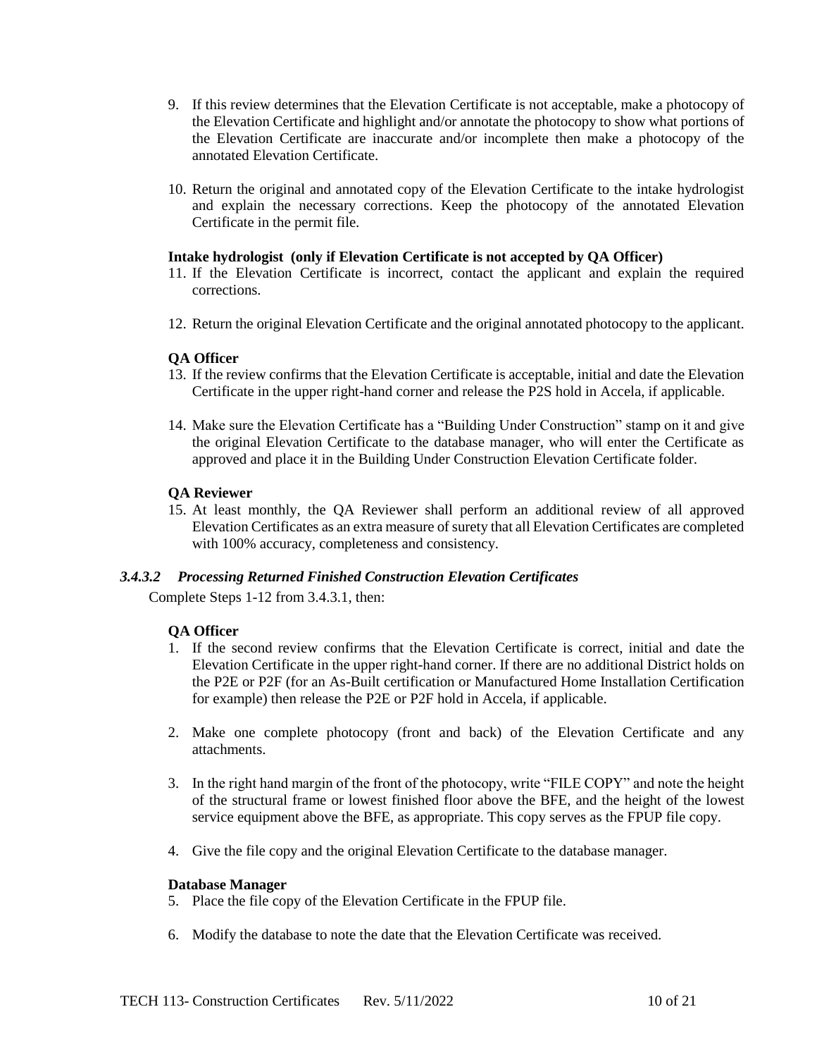9. If this review determines that the Elevation Certificate is not acceptable, make a photocopy of the Elevation Certificate and highlight and/or annotate the photocopy to show what portions of the Elevation Certificate are inaccurate and/or incomplete then make a photocopy of the annotated Elevation Certificate.

10. Return the original and annotated copy of the Elevation Certificate to the intake hydrologist and explain the necessary corrections. Keep the photocopy of the annotated Elevation Certificate in the permit file.

**Intake hydrologist (only if Elevation Certificate is not accepted by QA Officer)**

11. If the Elevation Certificate is incorrect, contact the applicant and explain the required corrections.

12. Return the original Elevation Certificate and the original annotated photocopy to the applicant.

**QA Officer**

13. If the review confirms that the Elevation Certificate is acceptable, initial and date the Elevation Certificate in the upper right-hand corner and release the P2S hold in Accela, if applicable.

14. Make sure the Elevation Certificate has a "Building Under Construction" stamp on it and give the original Elevation Certificate to the database manager, who will enter the Certificate as approved and place it in the Building Under Construction Elevation Certificate folder.

**QA Reviewer**

15. At least monthly, the QA Reviewer shall perform an additional review of all approved Elevation Certificates as an extra measure of surety that all Elevation Certificates are completed with 100% accuracy, completeness and consistency.

#### *3.4.3.2 Processing Returned Finished Construction Elevation Certificates*

Complete Steps 1-12 from 3.4.3.1, then:

**QA Officer**

1. If the second review confirms that the Elevation Certificate is correct, initial and date the Elevation Certificate in the upper right-hand corner. If there are no additional District holds on the P2E or P2F (for an As-Built certification or Manufactured Home Installation Certification for example) then release the P2E or P2F hold in Accela, if applicable.

2. Make one complete photocopy (front and back) of the Elevation Certificate and any attachments.

3. In the right hand margin of the front of the photocopy, write "FILE COPY" and note the height of the structural frame or lowest finished floor above the BFE, and the height of the lowest service equipment above the BFE, as appropriate. This copy serves as the FPUP file copy.

4. Give the file copy and the original Elevation Certificate to the database manager.

**Database Manager**

5. Place the file copy of the Elevation Certificate in the FPUP file.

6. Modify the database to note the date that the Elevation Certificate was received.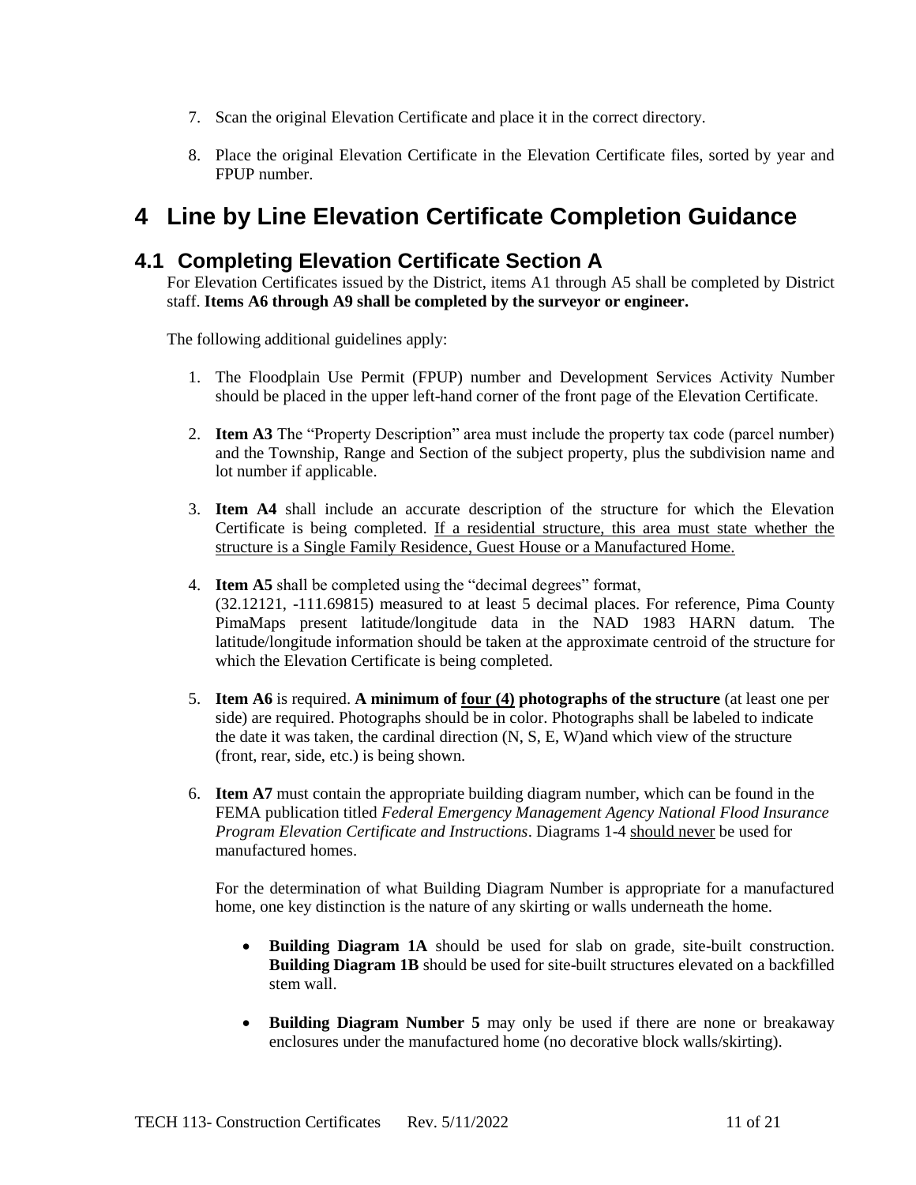7. Scan the original Elevation Certificate and place it in the correct directory.

8. Place the original Elevation Certificate in the Elevation Certificate files, sorted by year and FPUP number.

# 4 Line by Line Elevation Certificate Completion Guidance

## 4.1 Completing Elevation Certificate Section A

For Elevation Certificates issued by the District, items A1 through A5 shall be completed by District staff. **Items A6 through A9 shall be completed by the surveyor or engineer.**

The following additional guidelines apply:

1. The Floodplain Use Permit (FPUP) number and Development Services Activity Number should be placed in the upper left-hand corner of the front page of the Elevation Certificate.

2. **Item A3** The "Property Description" area must include the property tax code (parcel number) and the Township, Range and Section of the subject property, plus the subdivision name and lot number if applicable.

3. **Item A4** shall include an accurate description of the structure for which the Elevation Certificate is being completed. <u>If a residential structure, this area must state whether the structure is a Single Family Residence, Guest House or a Manufactured Home.</u>

4. **Item A5** shall be completed using the "decimal degrees" format, (32.12121, -111.69815) measured to at least 5 decimal places. For reference, Pima County PimaMaps present latitude/longitude data in the NAD 1983 HARN datum. The latitude/longitude information should be taken at the approximate centroid of the structure for which the Elevation Certificate is being completed.

5. **Item A6** is required. **A minimum of <u>four (4)</u> photographs of the structure** (at least one per side) are required. Photographs should be in color. Photographs shall be labeled to indicate the date it was taken, the cardinal direction (N, S, E, W)and which view of the structure (front, rear, side, etc.) is being shown.

6. **Item A7** must contain the appropriate building diagram number, which can be found in the FEMA publication titled *Federal Emergency Management Agency National Flood Insurance Program Elevation Certificate and Instructions*. Diagrams 1-4 <u>should never</u> be used for manufactured homes.

   For the determination of what Building Diagram Number is appropriate for a manufactured home, one key distinction is the nature of any skirting or walls underneath the home.

   - **Building Diagram 1A** should be used for slab on grade, site-built construction. **Building Diagram 1B** should be used for site-built structures elevated on a backfilled stem wall.

   - **Building Diagram Number 5** may only be used if there are none or breakaway enclosures under the manufactured home (no decorative block walls/skirting).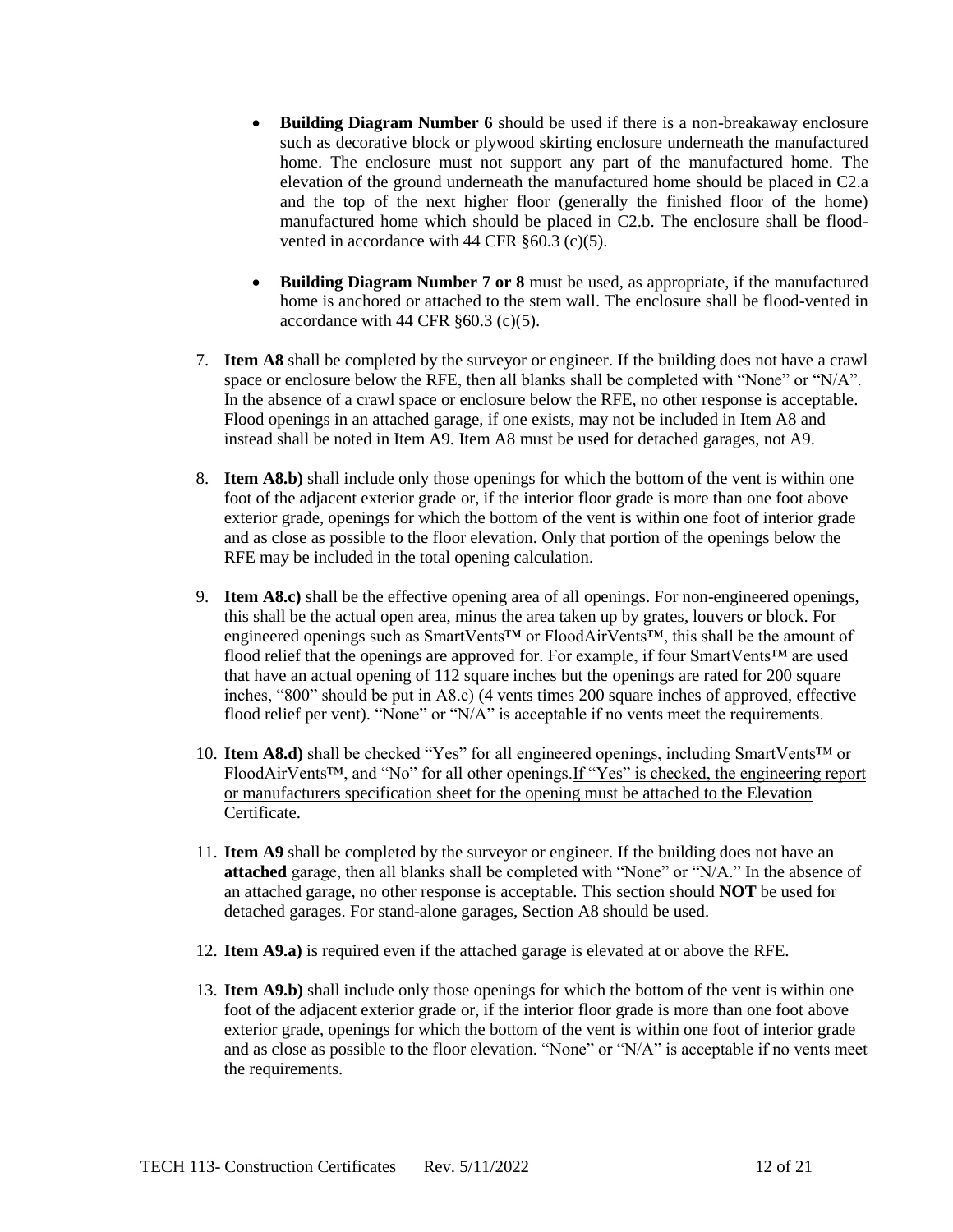- **Building Diagram Number 6** should be used if there is a non-breakaway enclosure such as decorative block or plywood skirting enclosure underneath the manufactured home. The enclosure must not support any part of the manufactured home. The elevation of the ground underneath the manufactured home should be placed in C2.a and the top of the next higher floor (generally the finished floor of the home) manufactured home which should be placed in C2.b. The enclosure shall be flood-vented in accordance with 44 CFR §60.3 (c)(5).

- **Building Diagram Number 7 or 8** must be used, as appropriate, if the manufactured home is anchored or attached to the stem wall. The enclosure shall be flood-vented in accordance with 44 CFR §60.3 (c)(5).

7. **Item A8** shall be completed by the surveyor or engineer. If the building does not have a crawl space or enclosure below the RFE, then all blanks shall be completed with "None" or "N/A". In the absence of a crawl space or enclosure below the RFE, no other response is acceptable. Flood openings in an attached garage, if one exists, may not be included in Item A8 and instead shall be noted in Item A9. Item A8 must be used for detached garages, not A9.

8. **Item A8.b)** shall include only those openings for which the bottom of the vent is within one foot of the adjacent exterior grade or, if the interior floor grade is more than one foot above exterior grade, openings for which the bottom of the vent is within one foot of interior grade and as close as possible to the floor elevation. Only that portion of the openings below the RFE may be included in the total opening calculation.

9. **Item A8.c)** shall be the effective opening area of all openings. For non-engineered openings, this shall be the actual open area, minus the area taken up by grates, louvers or block. For engineered openings such as SmartVents™ or FloodAirVents™, this shall be the amount of flood relief that the openings are approved for. For example, if four SmartVents™ are used that have an actual opening of 112 square inches but the openings are rated for 200 square inches, "800" should be put in A8.c) (4 vents times 200 square inches of approved, effective flood relief per vent). "None" or "N/A" is acceptable if no vents meet the requirements.

10. **Item A8.d)** shall be checked "Yes" for all engineered openings, including SmartVents™ or FloodAirVents™, and "No" for all other openings. <u>If "Yes" is checked, the engineering report or manufacturers specification sheet for the opening must be attached to the Elevation Certificate.</u>

11. **Item A9** shall be completed by the surveyor or engineer. If the building does not have an **attached** garage, then all blanks shall be completed with "None" or "N/A." In the absence of an attached garage, no other response is acceptable. This section should **NOT** be used for detached garages. For stand-alone garages, Section A8 should be used.

12. **Item A9.a)** is required even if the attached garage is elevated at or above the RFE.

13. **Item A9.b)** shall include only those openings for which the bottom of the vent is within one foot of the adjacent exterior grade or, if the interior floor grade is more than one foot above exterior grade, openings for which the bottom of the vent is within one foot of interior grade and as close as possible to the floor elevation. "None" or "N/A" is acceptable if no vents meet the requirements.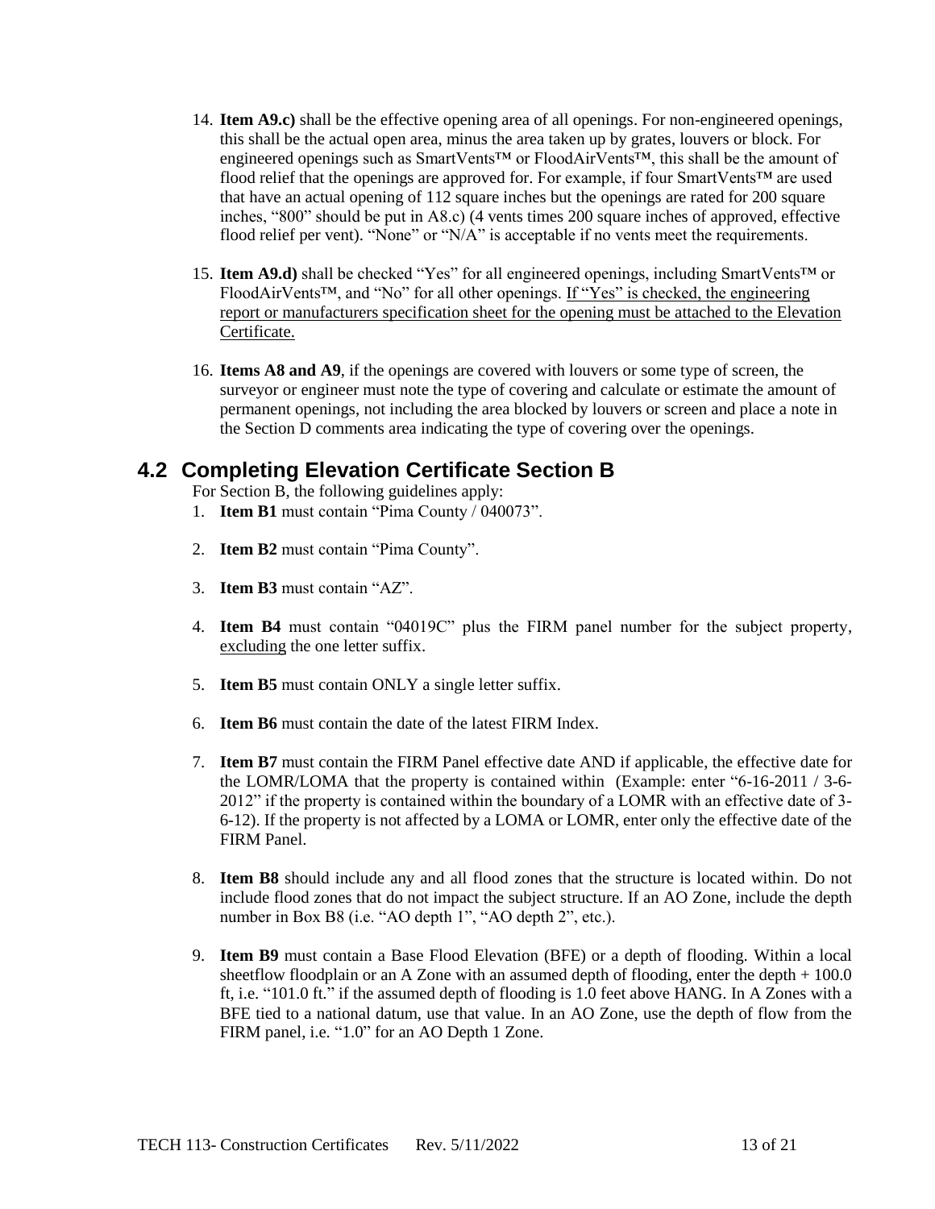14. **Item A9.c)** shall be the effective opening area of all openings. For non-engineered openings, this shall be the actual open area, minus the area taken up by grates, louvers or block. For engineered openings such as SmartVents™ or FloodAirVents™, this shall be the amount of flood relief that the openings are approved for. For example, if four SmartVents™ are used that have an actual opening of 112 square inches but the openings are rated for 200 square inches, "800" should be put in A8.c) (4 vents times 200 square inches of approved, effective flood relief per vent). "None" or "N/A" is acceptable if no vents meet the requirements.

15. **Item A9.d)** shall be checked "Yes" for all engineered openings, including SmartVents™ or FloodAirVents™, and "No" for all other openings. <u>If "Yes" is checked, the engineering report or manufacturers specification sheet for the opening must be attached to the Elevation Certificate.</u>

16. **Items A8 and A9**, if the openings are covered with louvers or some type of screen, the surveyor or engineer must note the type of covering and calculate or estimate the amount of permanent openings, not including the area blocked by louvers or screen and place a note in the Section D comments area indicating the type of covering over the openings.

## 4.2 Completing Elevation Certificate Section B

For Section B, the following guidelines apply:

1. **Item B1** must contain "Pima County / 040073".

2. **Item B2** must contain "Pima County".

3. **Item B3** must contain "AZ".

4. **Item B4** must contain "04019C" plus the FIRM panel number for the subject property, <u>excluding</u> the one letter suffix.

5. **Item B5** must contain ONLY a single letter suffix.

6. **Item B6** must contain the date of the latest FIRM Index.

7. **Item B7** must contain the FIRM Panel effective date AND if applicable, the effective date for the LOMR/LOMA that the property is contained within (Example: enter "6-16-2011 / 3-6-2012" if the property is contained within the boundary of a LOMR with an effective date of 3-6-12). If the property is not affected by a LOMA or LOMR, enter only the effective date of the FIRM Panel.

8. **Item B8** should include any and all flood zones that the structure is located within. Do not include flood zones that do not impact the subject structure. If an AO Zone, include the depth number in Box B8 (i.e. "AO depth 1", "AO depth 2", etc.).

9. **Item B9** must contain a Base Flood Elevation (BFE) or a depth of flooding. Within a local sheetflow floodplain or an A Zone with an assumed depth of flooding, enter the depth + 100.0 ft, i.e. "101.0 ft." if the assumed depth of flooding is 1.0 feet above HANG. In A Zones with a BFE tied to a national datum, use that value. In an AO Zone, use the depth of flow from the FIRM panel, i.e. "1.0" for an AO Depth 1 Zone.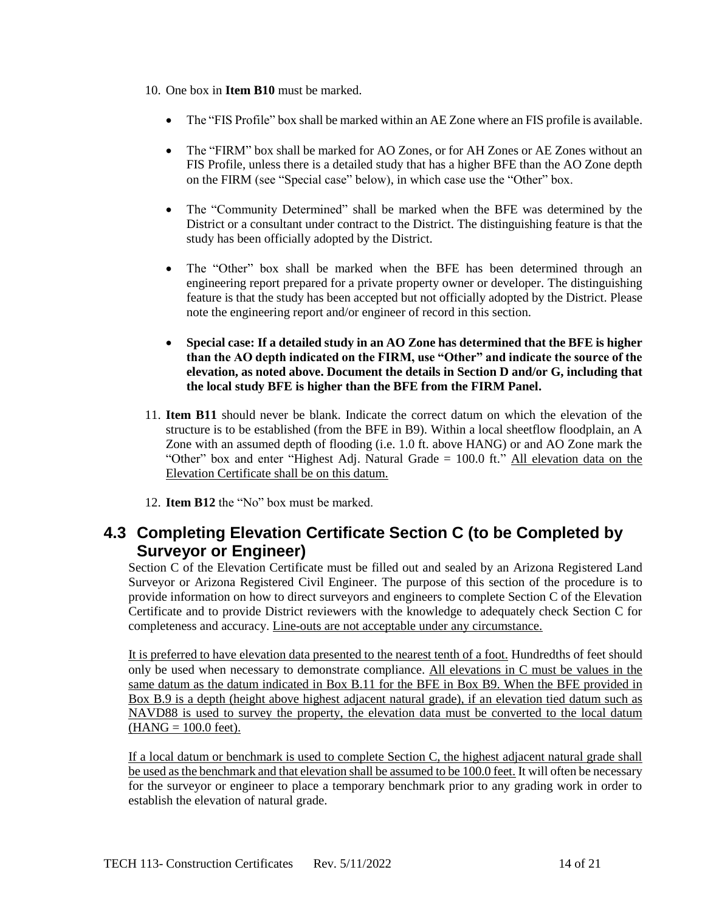10. One box in **Item B10** must be marked.

    - The "FIS Profile" box shall be marked within an AE Zone where an FIS profile is available.

    - The "FIRM" box shall be marked for AO Zones, or for AH Zones or AE Zones without an FIS Profile, unless there is a detailed study that has a higher BFE than the AO Zone depth on the FIRM (see "Special case" below), in which case use the "Other" box.

    - The "Community Determined" shall be marked when the BFE was determined by the District or a consultant under contract to the District. The distinguishing feature is that the study has been officially adopted by the District.

    - The "Other" box shall be marked when the BFE has been determined through an engineering report prepared for a private property owner or developer. The distinguishing feature is that the study has been accepted but not officially adopted by the District. Please note the engineering report and/or engineer of record in this section.

    - **Special case: If a detailed study in an AO Zone has determined that the BFE is higher than the AO depth indicated on the FIRM, use "Other" and indicate the source of the elevation, as noted above. Document the details in Section D and/or G, including that the local study BFE is higher than the BFE from the FIRM Panel.**

11. **Item B11** should never be blank. Indicate the correct datum on which the elevation of the structure is to be established (from the BFE in B9). Within a local sheetflow floodplain, an A Zone with an assumed depth of flooding (i.e. 1.0 ft. above HANG) or and AO Zone mark the "Other" box and enter "Highest Adj. Natural Grade = 100.0 ft." <u>All elevation data on the Elevation Certificate shall be on this datum.</u>

12. **Item B12** the "No" box must be marked.

## 4.3 Completing Elevation Certificate Section C (to be Completed by Surveyor or Engineer)

Section C of the Elevation Certificate must be filled out and sealed by an Arizona Registered Land Surveyor or Arizona Registered Civil Engineer. The purpose of this section of the procedure is to provide information on how to direct surveyors and engineers to complete Section C of the Elevation Certificate and to provide District reviewers with the knowledge to adequately check Section C for completeness and accuracy. <u>Line-outs are not acceptable under any circumstance.</u>

<u>It is preferred to have elevation data presented to the nearest tenth of a foot.</u> Hundredths of feet should only be used when necessary to demonstrate compliance. <u>All elevations in C must be values in the same datum as the datum indicated in Box B.11 for the BFE in Box B9. When the BFE provided in Box B.9 is a depth (height above highest adjacent natural grade), if an elevation tied datum such as NAVD88 is used to survey the property, the elevation data must be converted to the local datum (HANG = 100.0 feet).</u>

<u>If a local datum or benchmark is used to complete Section C, the highest adjacent natural grade shall be used as the benchmark and that elevation shall be assumed to be 100.0 feet.</u> It will often be necessary for the surveyor or engineer to place a temporary benchmark prior to any grading work in order to establish the elevation of natural grade.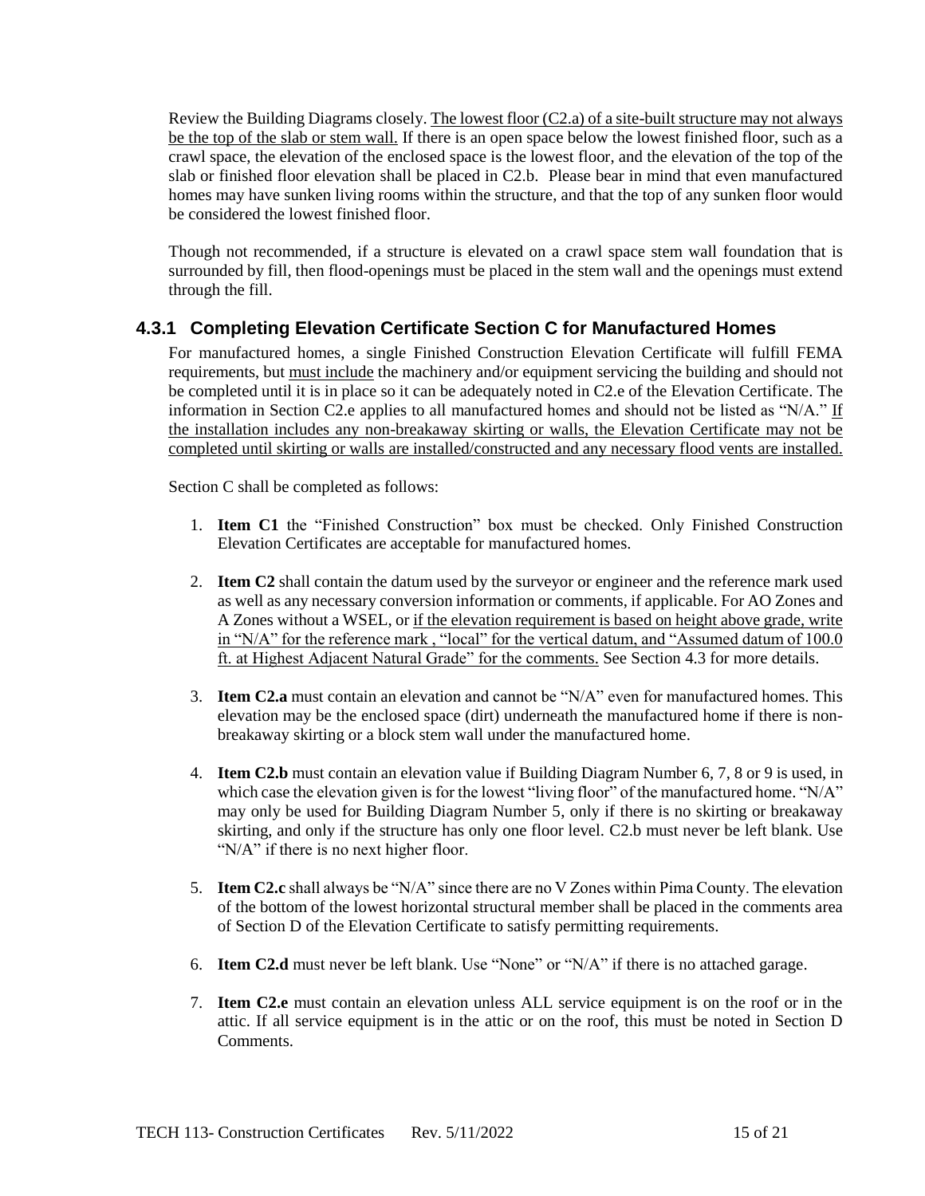Review the Building Diagrams closely. The lowest floor (C2.a) of a site-built structure may not always be the top of the slab or stem wall. If there is an open space below the lowest finished floor, such as a crawl space, the elevation of the enclosed space is the lowest floor, and the elevation of the top of the slab or finished floor elevation shall be placed in C2.b. Please bear in mind that even manufactured homes may have sunken living rooms within the structure, and that the top of any sunken floor would be considered the lowest finished floor.

Though not recommended, if a structure is elevated on a crawl space stem wall foundation that is surrounded by fill, then flood-openings must be placed in the stem wall and the openings must extend through the fill.

### 4.3.1 Completing Elevation Certificate Section C for Manufactured Homes

For manufactured homes, a single Finished Construction Elevation Certificate will fulfill FEMA requirements, but must include the machinery and/or equipment servicing the building and should not be completed until it is in place so it can be adequately noted in C2.e of the Elevation Certificate. The information in Section C2.e applies to all manufactured homes and should not be listed as "N/A." If the installation includes any non-breakaway skirting or walls, the Elevation Certificate may not be completed until skirting or walls are installed/constructed and any necessary flood vents are installed.

Section C shall be completed as follows:

1. **Item C1** the "Finished Construction" box must be checked. Only Finished Construction Elevation Certificates are acceptable for manufactured homes.

2. **Item C2** shall contain the datum used by the surveyor or engineer and the reference mark used as well as any necessary conversion information or comments, if applicable. For AO Zones and A Zones without a WSEL, or if the elevation requirement is based on height above grade, write in "N/A" for the reference mark , "local" for the vertical datum, and "Assumed datum of 100.0 ft. at Highest Adjacent Natural Grade" for the comments. See Section 4.3 for more details.

3. **Item C2.a** must contain an elevation and cannot be "N/A" even for manufactured homes. This elevation may be the enclosed space (dirt) underneath the manufactured home if there is non-breakaway skirting or a block stem wall under the manufactured home.

4. **Item C2.b** must contain an elevation value if Building Diagram Number 6, 7, 8 or 9 is used, in which case the elevation given is for the lowest "living floor" of the manufactured home. "N/A" may only be used for Building Diagram Number 5, only if there is no skirting or breakaway skirting, and only if the structure has only one floor level. C2.b must never be left blank. Use "N/A" if there is no next higher floor.

5. **Item C2.c** shall always be "N/A" since there are no V Zones within Pima County. The elevation of the bottom of the lowest horizontal structural member shall be placed in the comments area of Section D of the Elevation Certificate to satisfy permitting requirements.

6. **Item C2.d** must never be left blank. Use "None" or "N/A" if there is no attached garage.

7. **Item C2.e** must contain an elevation unless ALL service equipment is on the roof or in the attic. If all service equipment is in the attic or on the roof, this must be noted in Section D Comments.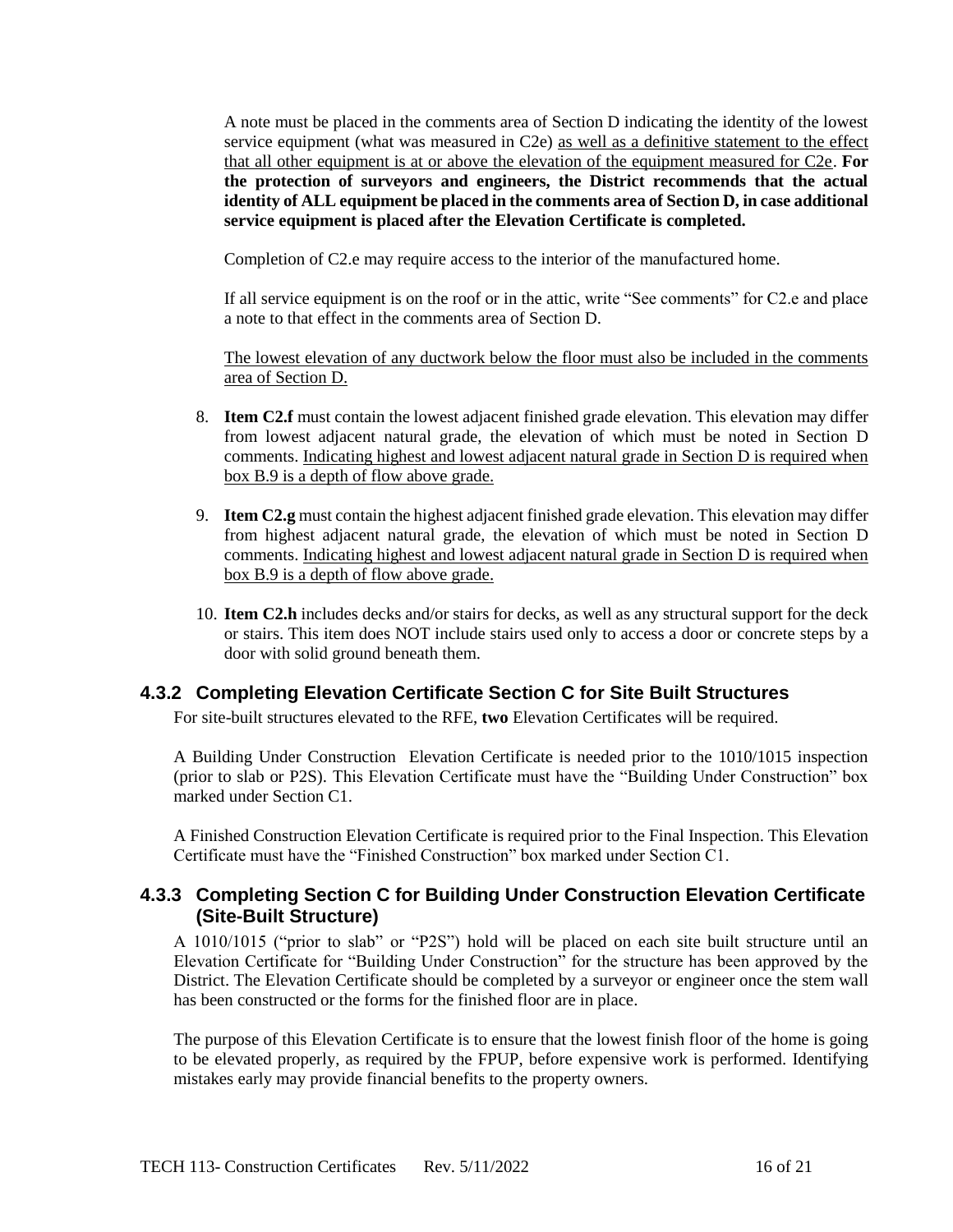A note must be placed in the comments area of Section D indicating the identity of the lowest service equipment (what was measured in C2e) <u>as well as a definitive statement to the effect that all other equipment is at or above the elevation of the equipment measured for C2e</u>. **For the protection of surveyors and engineers, the District recommends that the actual identity of ALL equipment be placed in the comments area of Section D, in case additional service equipment is placed after the Elevation Certificate is completed.**

Completion of C2.e may require access to the interior of the manufactured home.

If all service equipment is on the roof or in the attic, write "See comments" for C2.e and place a note to that effect in the comments area of Section D.

<u>The lowest elevation of any ductwork below the floor must also be included in the comments area of Section D.</u>

8. **Item C2.f** must contain the lowest adjacent finished grade elevation. This elevation may differ from lowest adjacent natural grade, the elevation of which must be noted in Section D comments. <u>Indicating highest and lowest adjacent natural grade in Section D is required when box B.9 is a depth of flow above grade.</u>

9. **Item C2.g** must contain the highest adjacent finished grade elevation. This elevation may differ from highest adjacent natural grade, the elevation of which must be noted in Section D comments. <u>Indicating highest and lowest adjacent natural grade in Section D is required when box B.9 is a depth of flow above grade.</u>

10. **Item C2.h** includes decks and/or stairs for decks, as well as any structural support for the deck or stairs. This item does NOT include stairs used only to access a door or concrete steps by a door with solid ground beneath them.

### 4.3.2 Completing Elevation Certificate Section C for Site Built Structures

For site-built structures elevated to the RFE, **two** Elevation Certificates will be required.

A Building Under Construction Elevation Certificate is needed prior to the 1010/1015 inspection (prior to slab or P2S). This Elevation Certificate must have the "Building Under Construction" box marked under Section C1.

A Finished Construction Elevation Certificate is required prior to the Final Inspection. This Elevation Certificate must have the "Finished Construction" box marked under Section C1.

### 4.3.3 Completing Section C for Building Under Construction Elevation Certificate (Site-Built Structure)

A 1010/1015 ("prior to slab" or "P2S") hold will be placed on each site built structure until an Elevation Certificate for "Building Under Construction" for the structure has been approved by the District. The Elevation Certificate should be completed by a surveyor or engineer once the stem wall has been constructed or the forms for the finished floor are in place.

The purpose of this Elevation Certificate is to ensure that the lowest finish floor of the home is going to be elevated properly, as required by the FPUP, before expensive work is performed. Identifying mistakes early may provide financial benefits to the property owners.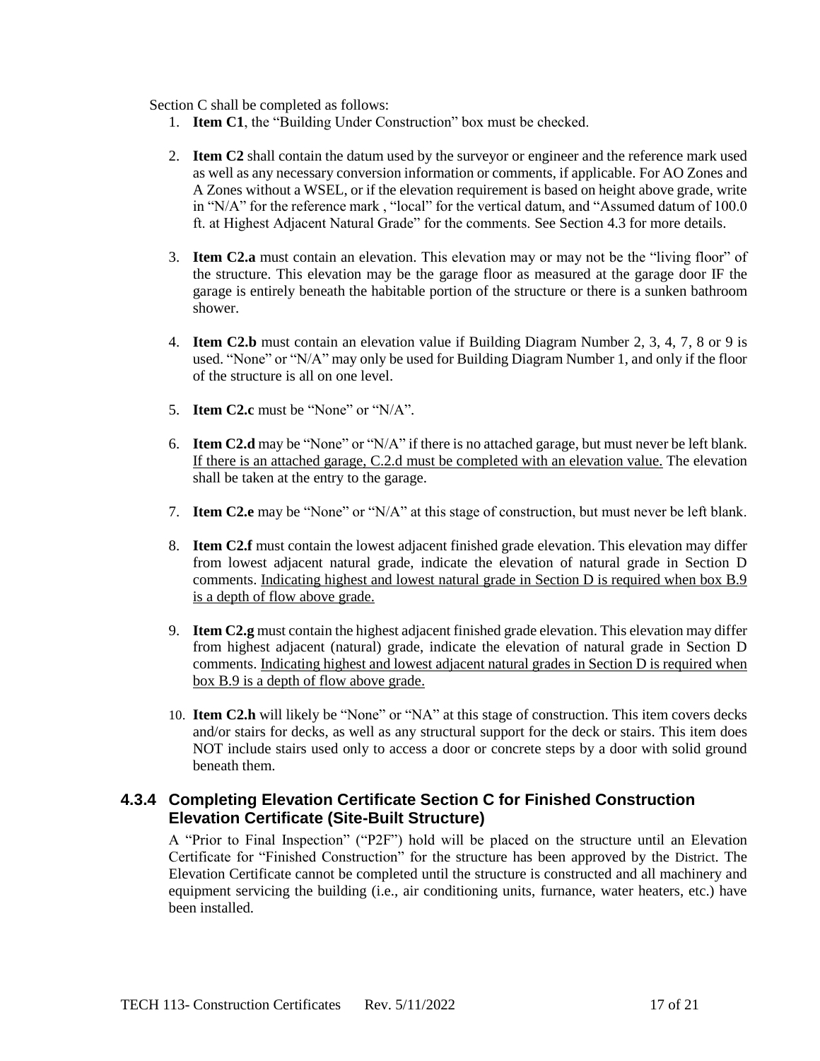Section C shall be completed as follows:

1. **Item C1**, the "Building Under Construction" box must be checked.

2. **Item C2** shall contain the datum used by the surveyor or engineer and the reference mark used as well as any necessary conversion information or comments, if applicable. For AO Zones and A Zones without a WSEL, or if the elevation requirement is based on height above grade, write in "N/A" for the reference mark , "local" for the vertical datum, and "Assumed datum of 100.0 ft. at Highest Adjacent Natural Grade" for the comments. See Section 4.3 for more details.

3. **Item C2.a** must contain an elevation. This elevation may or may not be the "living floor" of the structure. This elevation may be the garage floor as measured at the garage door IF the garage is entirely beneath the habitable portion of the structure or there is a sunken bathroom shower.

4. **Item C2.b** must contain an elevation value if Building Diagram Number 2, 3, 4, 7, 8 or 9 is used. "None" or "N/A" may only be used for Building Diagram Number 1, and only if the floor of the structure is all on one level.

5. **Item C2.c** must be "None" or "N/A".

6. **Item C2.d** may be "None" or "N/A" if there is no attached garage, but must never be left blank. <u>If there is an attached garage, C.2.d must be completed with an elevation value.</u> The elevation shall be taken at the entry to the garage.

7. **Item C2.e** may be "None" or "N/A" at this stage of construction, but must never be left blank.

8. **Item C2.f** must contain the lowest adjacent finished grade elevation. This elevation may differ from lowest adjacent natural grade, indicate the elevation of natural grade in Section D comments. <u>Indicating highest and lowest natural grade in Section D is required when box B.9 is a depth of flow above grade.</u>

9. **Item C2.g** must contain the highest adjacent finished grade elevation. This elevation may differ from highest adjacent (natural) grade, indicate the elevation of natural grade in Section D comments. <u>Indicating highest and lowest adjacent natural grades in Section D is required when box B.9 is a depth of flow above grade.</u>

10. **Item C2.h** will likely be "None" or "NA" at this stage of construction. This item covers decks and/or stairs for decks, as well as any structural support for the deck or stairs. This item does NOT include stairs used only to access a door or concrete steps by a door with solid ground beneath them.

### 4.3.4 Completing Elevation Certificate Section C for Finished Construction Elevation Certificate (Site-Built Structure)

A "Prior to Final Inspection" ("P2F") hold will be placed on the structure until an Elevation Certificate for "Finished Construction" for the structure has been approved by the District. The Elevation Certificate cannot be completed until the structure is constructed and all machinery and equipment servicing the building (i.e., air conditioning units, furnance, water heaters, etc.) have been installed.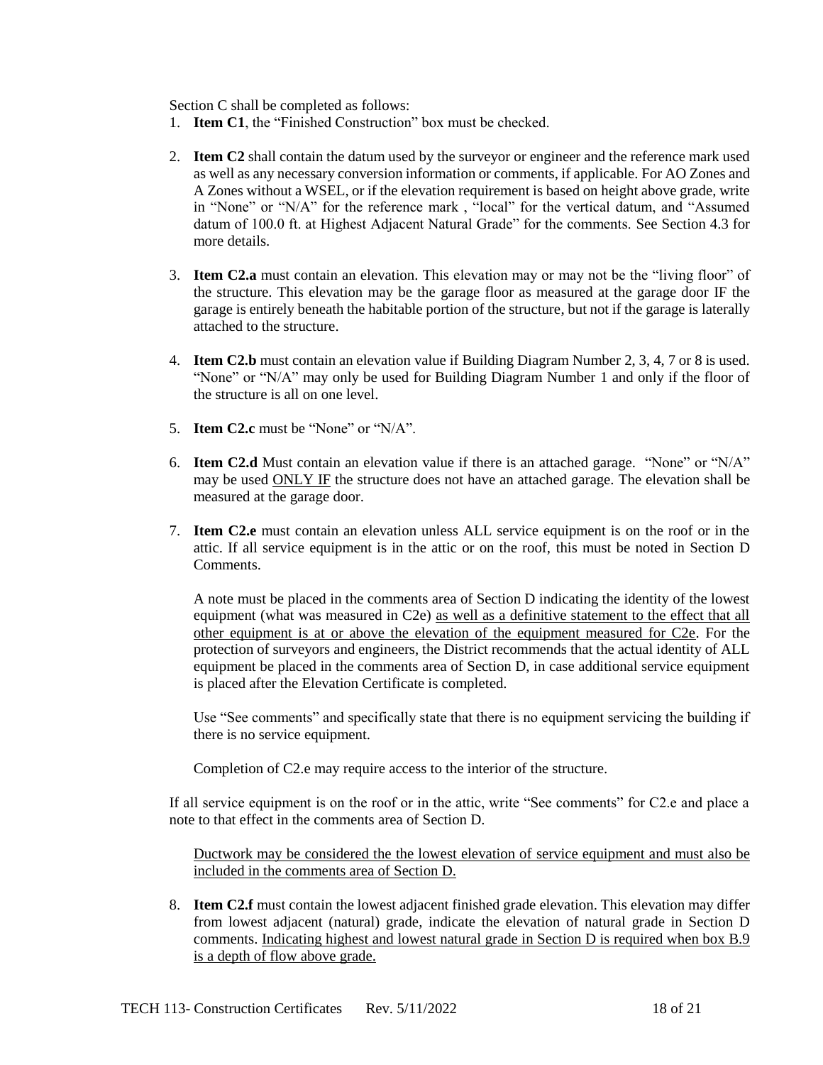Section C shall be completed as follows:

1. **Item C1**, the "Finished Construction" box must be checked.

2. **Item C2** shall contain the datum used by the surveyor or engineer and the reference mark used as well as any necessary conversion information or comments, if applicable. For AO Zones and A Zones without a WSEL, or if the elevation requirement is based on height above grade, write in "None" or "N/A" for the reference mark , "local" for the vertical datum, and "Assumed datum of 100.0 ft. at Highest Adjacent Natural Grade" for the comments. See Section 4.3 for more details.

3. **Item C2.a** must contain an elevation. This elevation may or may not be the "living floor" of the structure. This elevation may be the garage floor as measured at the garage door IF the garage is entirely beneath the habitable portion of the structure, but not if the garage is laterally attached to the structure.

4. **Item C2.b** must contain an elevation value if Building Diagram Number 2, 3, 4, 7 or 8 is used. "None" or "N/A" may only be used for Building Diagram Number 1 and only if the floor of the structure is all on one level.

5. **Item C2.c** must be "None" or "N/A".

6. **Item C2.d** Must contain an elevation value if there is an attached garage. "None" or "N/A" may be used <u>ONLY IF</u> the structure does not have an attached garage. The elevation shall be measured at the garage door.

7. **Item C2.e** must contain an elevation unless ALL service equipment is on the roof or in the attic. If all service equipment is in the attic or on the roof, this must be noted in Section D Comments.

   A note must be placed in the comments area of Section D indicating the identity of the lowest equipment (what was measured in C2e) <u>as well as a definitive statement to the effect that all other equipment is at or above the elevation of the equipment measured for C2e</u>. For the protection of surveyors and engineers, the District recommends that the actual identity of ALL equipment be placed in the comments area of Section D, in case additional service equipment is placed after the Elevation Certificate is completed.

   Use "See comments" and specifically state that there is no equipment servicing the building if there is no service equipment.

   Completion of C2.e may require access to the interior of the structure.

   If all service equipment is on the roof or in the attic, write "See comments" for C2.e and place a note to that effect in the comments area of Section D.

   <u>Ductwork may be considered the the lowest elevation of service equipment and must also be included in the comments area of Section D.</u>

8. **Item C2.f** must contain the lowest adjacent finished grade elevation. This elevation may differ from lowest adjacent (natural) grade, indicate the elevation of natural grade in Section D comments. <u>Indicating highest and lowest natural grade in Section D is required when box B.9 is a depth of flow above grade.</u>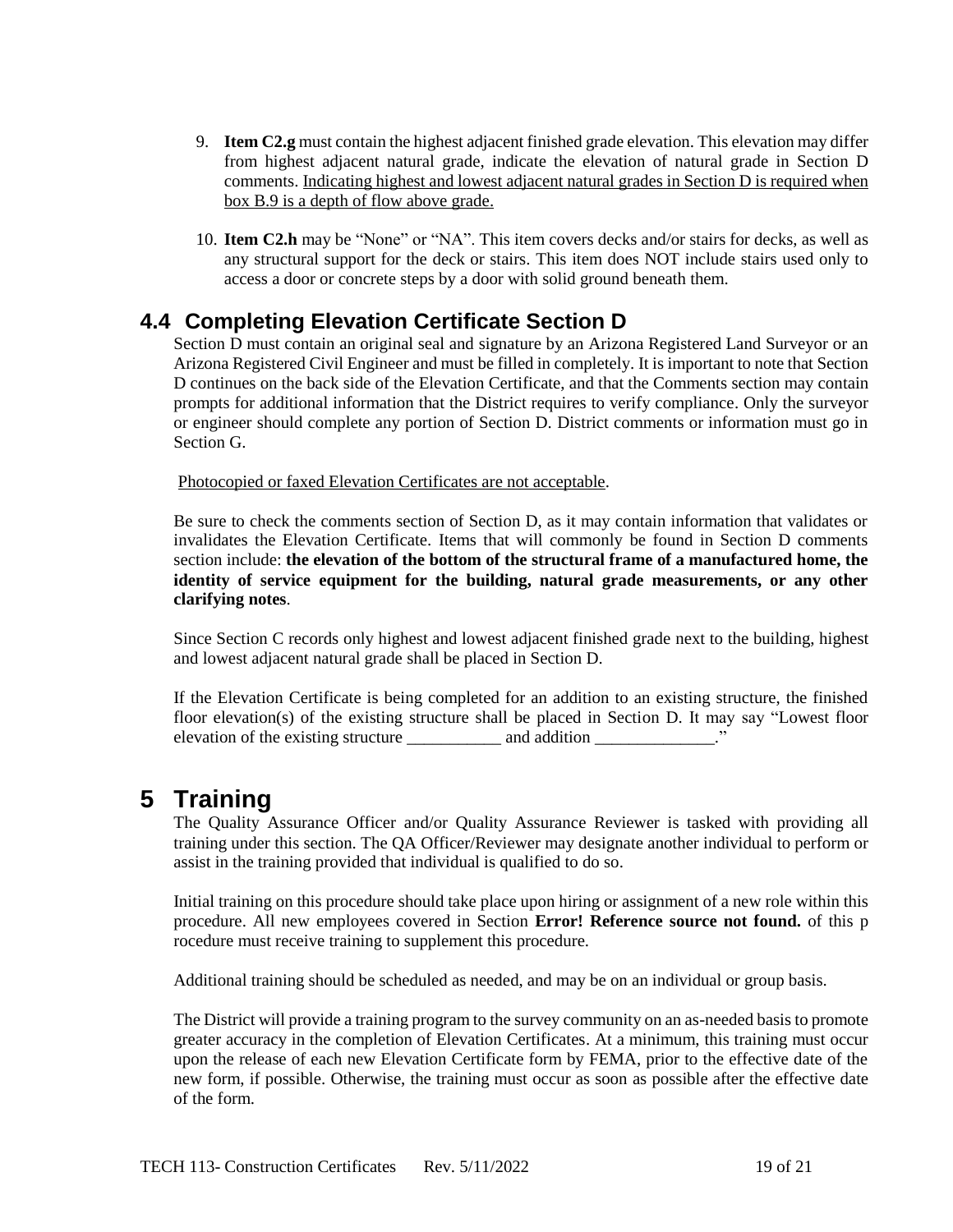9. **Item C2.g** must contain the highest adjacent finished grade elevation. This elevation may differ from highest adjacent natural grade, indicate the elevation of natural grade in Section D comments. <u>Indicating highest and lowest adjacent natural grades in Section D is required when box B.9 is a depth of flow above grade.</u>

10. **Item C2.h** may be "None" or "NA". This item covers decks and/or stairs for decks, as well as any structural support for the deck or stairs. This item does NOT include stairs used only to access a door or concrete steps by a door with solid ground beneath them.

## 4.4 Completing Elevation Certificate Section D

Section D must contain an original seal and signature by an Arizona Registered Land Surveyor or an Arizona Registered Civil Engineer and must be filled in completely. It is important to note that Section D continues on the back side of the Elevation Certificate, and that the Comments section may contain prompts for additional information that the District requires to verify compliance. Only the surveyor or engineer should complete any portion of Section D. District comments or information must go in Section G.

<u>Photocopied or faxed Elevation Certificates are not acceptable</u>.

Be sure to check the comments section of Section D, as it may contain information that validates or invalidates the Elevation Certificate. Items that will commonly be found in Section D comments section include: **the elevation of the bottom of the structural frame of a manufactured home, the identity of service equipment for the building, natural grade measurements, or any other clarifying notes**.

Since Section C records only highest and lowest adjacent finished grade next to the building, highest and lowest adjacent natural grade shall be placed in Section D.

If the Elevation Certificate is being completed for an addition to an existing structure, the finished floor elevation(s) of the existing structure shall be placed in Section D. It may say "Lowest floor elevation of the existing structure ___________ and addition ______________."

# 5 Training

The Quality Assurance Officer and/or Quality Assurance Reviewer is tasked with providing all training under this section. The QA Officer/Reviewer may designate another individual to perform or assist in the training provided that individual is qualified to do so.

Initial training on this procedure should take place upon hiring or assignment of a new role within this procedure. All new employees covered in Section **Error! Reference source not found.** of this procedure must receive training to supplement this procedure.

Additional training should be scheduled as needed, and may be on an individual or group basis.

The District will provide a training program to the survey community on an as-needed basis to promote greater accuracy in the completion of Elevation Certificates. At a minimum, this training must occur upon the release of each new Elevation Certificate form by FEMA, prior to the effective date of the new form, if possible. Otherwise, the training must occur as soon as possible after the effective date of the form.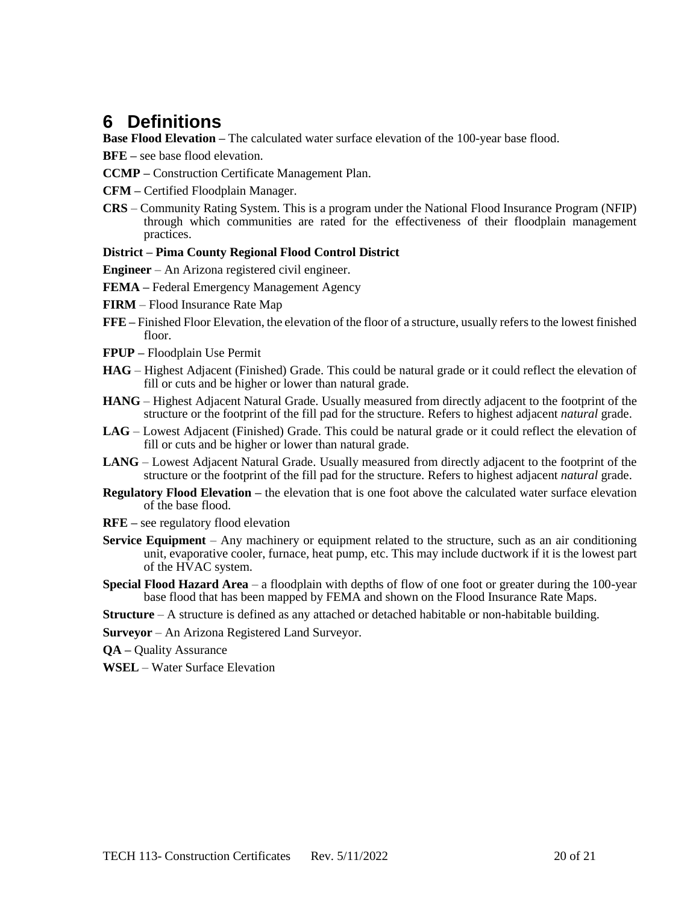# 6 Definitions

**Base Flood Elevation –** The calculated water surface elevation of the 100-year base flood.

**BFE –** see base flood elevation.

**CCMP –** Construction Certificate Management Plan.

**CFM –** Certified Floodplain Manager.

**CRS** – Community Rating System. This is a program under the National Flood Insurance Program (NFIP) through which communities are rated for the effectiveness of their floodplain management practices.

**District – Pima County Regional Flood Control District**

**Engineer** – An Arizona registered civil engineer.

**FEMA –** Federal Emergency Management Agency

**FIRM** – Flood Insurance Rate Map

**FFE –** Finished Floor Elevation, the elevation of the floor of a structure, usually refers to the lowest finished floor.

**FPUP –** Floodplain Use Permit

**HAG** – Highest Adjacent (Finished) Grade. This could be natural grade or it could reflect the elevation of fill or cuts and be higher or lower than natural grade.

**HANG** – Highest Adjacent Natural Grade. Usually measured from directly adjacent to the footprint of the structure or the footprint of the fill pad for the structure. Refers to highest adjacent *natural* grade.

**LAG** – Lowest Adjacent (Finished) Grade. This could be natural grade or it could reflect the elevation of fill or cuts and be higher or lower than natural grade.

**LANG** – Lowest Adjacent Natural Grade. Usually measured from directly adjacent to the footprint of the structure or the footprint of the fill pad for the structure. Refers to highest adjacent *natural* grade.

**Regulatory Flood Elevation –** the elevation that is one foot above the calculated water surface elevation of the base flood.

**RFE –** see regulatory flood elevation

**Service Equipment** – Any machinery or equipment related to the structure, such as an air conditioning unit, evaporative cooler, furnace, heat pump, etc. This may include ductwork if it is the lowest part of the HVAC system.

**Special Flood Hazard Area** – a floodplain with depths of flow of one foot or greater during the 100-year base flood that has been mapped by FEMA and shown on the Flood Insurance Rate Maps.

**Structure** – A structure is defined as any attached or detached habitable or non-habitable building.

**Surveyor** – An Arizona Registered Land Surveyor.

**QA –** Quality Assurance

**WSEL** – Water Surface Elevation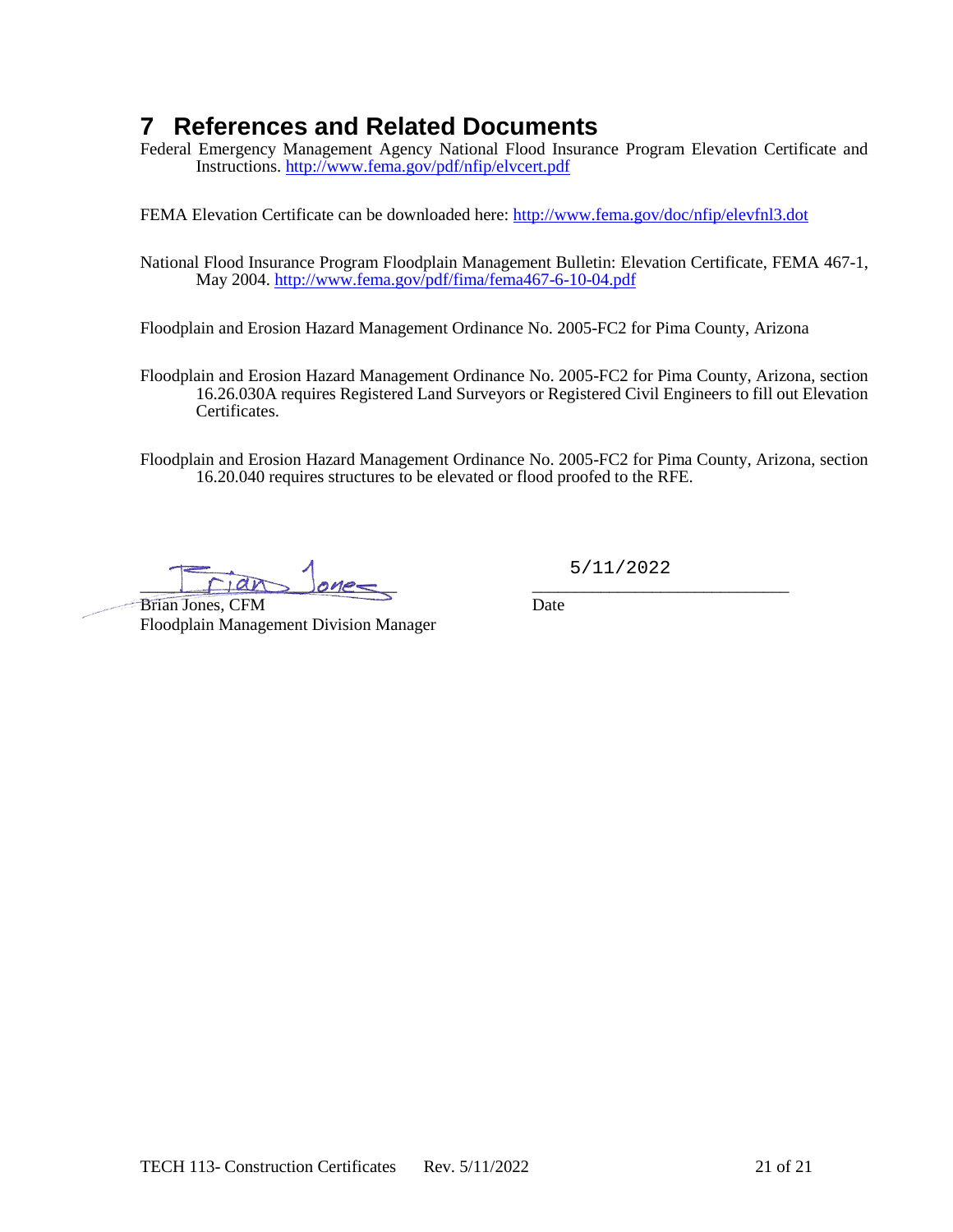# 7 References and Related Documents

Federal Emergency Management Agency National Flood Insurance Program Elevation Certificate and Instructions. http://www.fema.gov/pdf/nfip/elvcert.pdf

FEMA Elevation Certificate can be downloaded here: http://www.fema.gov/doc/nfip/elevfnl3.dot

National Flood Insurance Program Floodplain Management Bulletin: Elevation Certificate, FEMA 467-1, May 2004. http://www.fema.gov/pdf/fima/fema467-6-10-04.pdf

Floodplain and Erosion Hazard Management Ordinance No. 2005-FC2 for Pima County, Arizona

Floodplain and Erosion Hazard Management Ordinance No. 2005-FC2 for Pima County, Arizona, section 16.26.030A requires Registered Land Surveyors or Registered Civil Engineers to fill out Elevation Certificates.

Floodplain and Erosion Hazard Management Ordinance No. 2005-FC2 for Pima County, Arizona, section 16.20.040 requires structures to be elevated or flood proofed to the RFE.

Brian Jones, CFM
Floodplain Management Division Manager

5/11/2022
Date